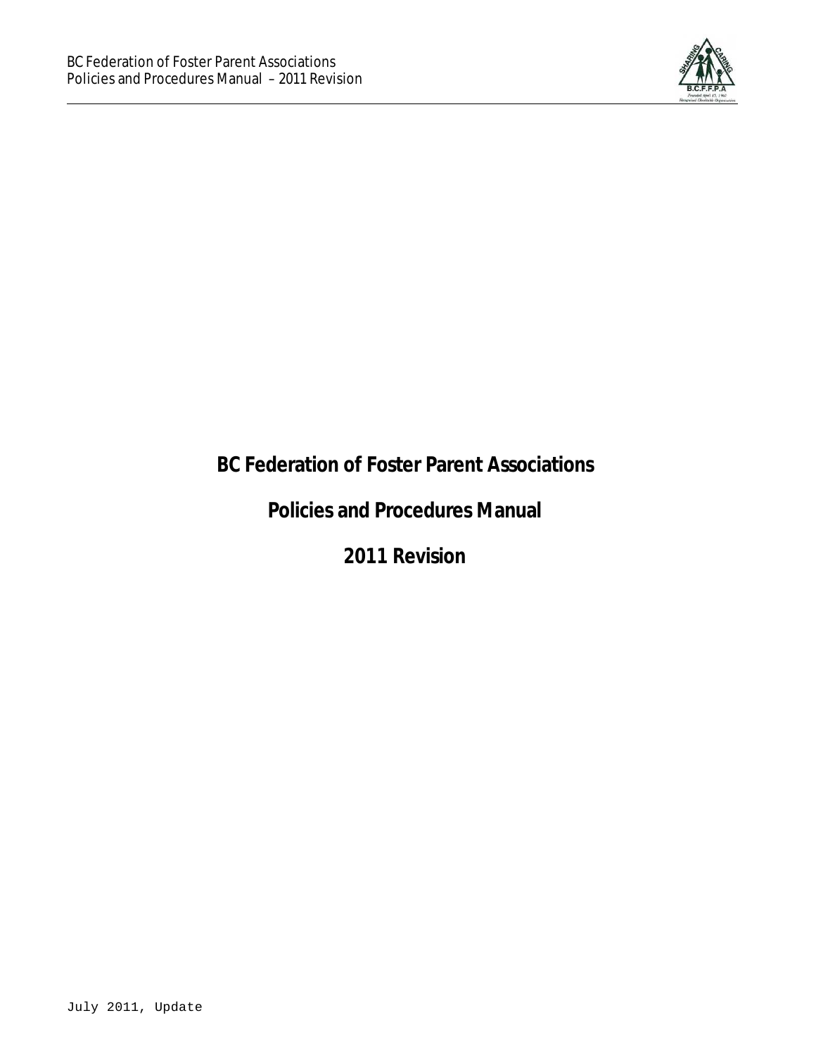# BC Federation of Foster Parent Associations

## Policies and Procedures Manual

## 2011 Revision

July 2011, Update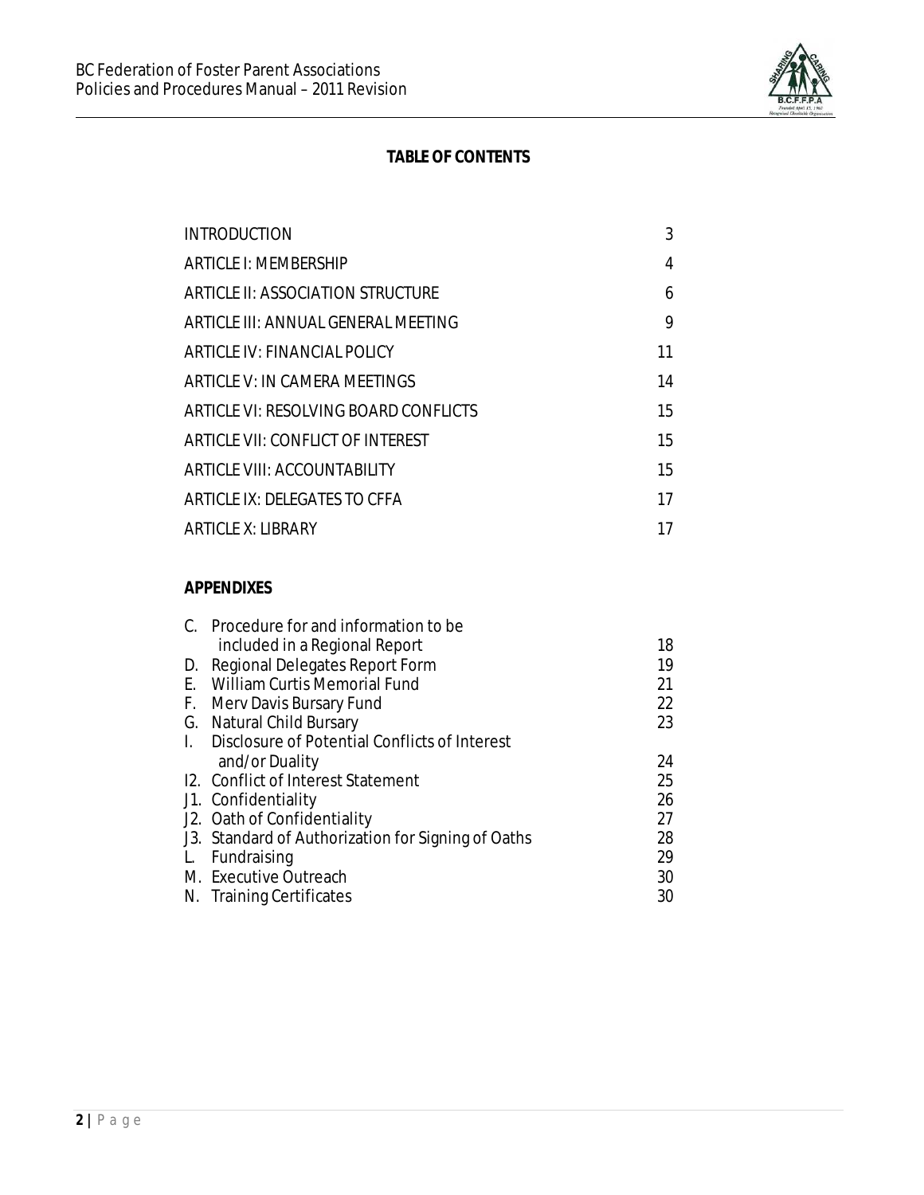**TABLE OF CONTENTS**

| | |
|---|---|
| INTRODUCTION | 3 |
| ARTICLE I: MEMBERSHIP | 4 |
| ARTICLE II: ASSOCIATION STRUCTURE | 6 |
| ARTICLE III: ANNUAL GENERAL MEETING | 9 |
| ARTICLE IV: FINANCIAL POLICY | 11 |
| ARTICLE V: IN CAMERA MEETINGS | 14 |
| ARTICLE VI: RESOLVING BOARD CONFLICTS | 15 |
| ARTICLE VII: CONFLICT OF INTEREST | 15 |
| ARTICLE VIII: ACCOUNTABILITY | 15 |
| ARTICLE IX: DELEGATES TO CFFA | 17 |
| ARTICLE X: LIBRARY | 17 |

**APPENDIXES**

| | |
|---|---|
| C. Procedure for and information to be included in a Regional Report | 18 |
| D. Regional Delegates Report Form | 19 |
| E. William Curtis Memorial Fund | 21 |
| F. Merv Davis Bursary Fund | 22 |
| G. Natural Child Bursary | 23 |
| I. Disclosure of Potential Conflicts of Interest and/or Duality | 24 |
| I2. Conflict of Interest Statement | 25 |
| J1. Confidentiality | 26 |
| J2. Oath of Confidentiality | 27 |
| J3. Standard of Authorization for Signing of Oaths | 28 |
| L. Fundraising | 29 |
| M. Executive Outreach | 30 |
| N. Training Certificates | 30 |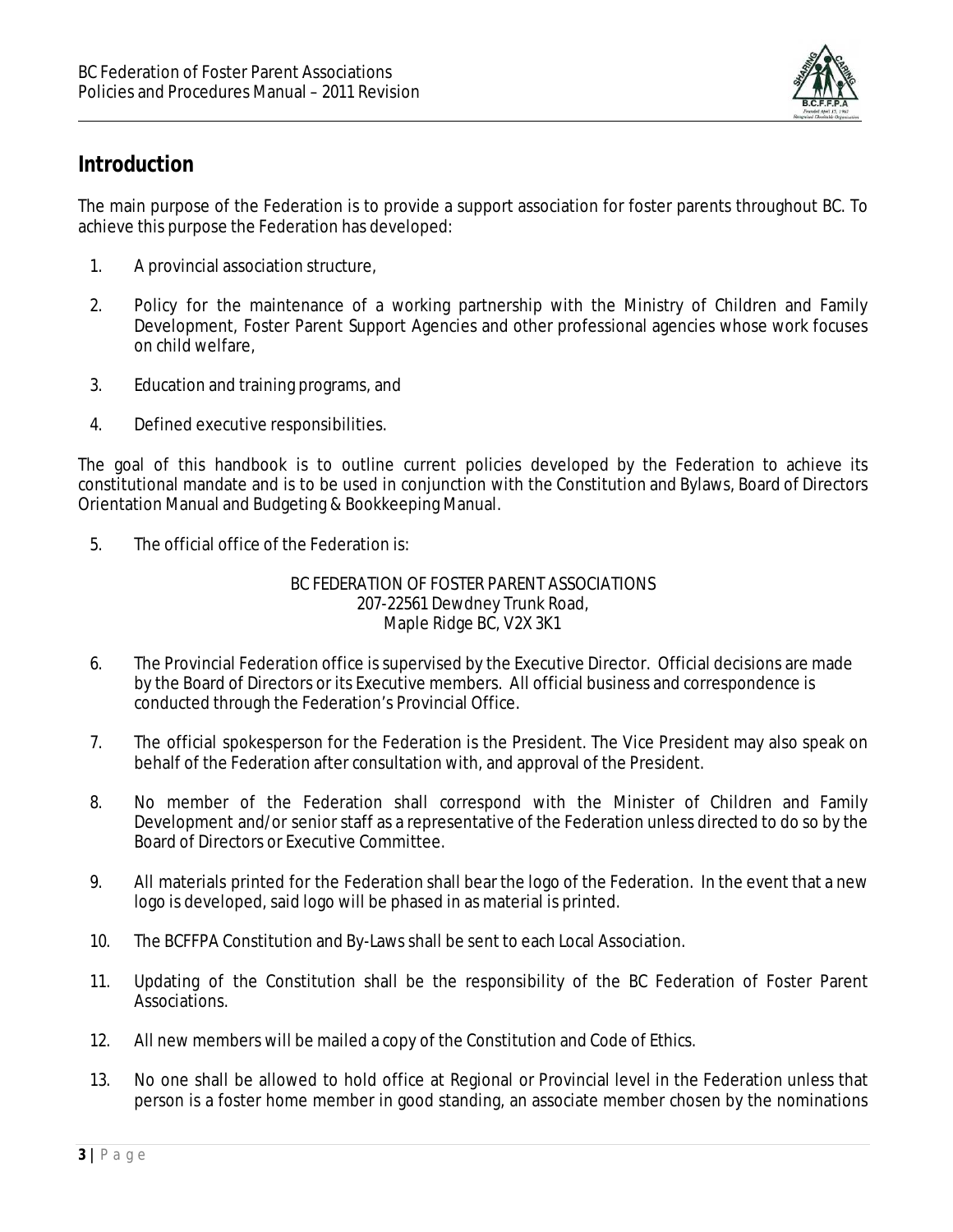## Introduction

The main purpose of the Federation is to provide a support association for foster parents throughout BC. To achieve this purpose the Federation has developed:

1. A provincial association structure,

2. Policy for the maintenance of a working partnership with the Ministry of Children and Family Development, Foster Parent Support Agencies and other professional agencies whose work focuses on child welfare,

3. Education and training programs, and

4. Defined executive responsibilities.

The goal of this handbook is to outline current policies developed by the Federation to achieve its constitutional mandate and is to be used in conjunction with the Constitution and Bylaws, Board of Directors Orientation Manual and Budgeting & Bookkeeping Manual.

5. The official office of the Federation is:

   BC FEDERATION OF FOSTER PARENT ASSOCIATIONS
   207-22561 Dewdney Trunk Road,
   Maple Ridge BC, V2X 3K1

6. The Provincial Federation office is supervised by the Executive Director. Official decisions are made by the Board of Directors or its Executive members. All official business and correspondence is conducted through the Federation's Provincial Office.

7. The official spokesperson for the Federation is the President. The Vice President may also speak on behalf of the Federation after consultation with, and approval of the President.

8. No member of the Federation shall correspond with the Minister of Children and Family Development and/or senior staff as a representative of the Federation unless directed to do so by the Board of Directors or Executive Committee.

9. All materials printed for the Federation shall bear the logo of the Federation. In the event that a new logo is developed, said logo will be phased in as material is printed.

10. The BCFFPA Constitution and By-Laws shall be sent to each Local Association.

11. Updating of the Constitution shall be the responsibility of the BC Federation of Foster Parent Associations.

12. All new members will be mailed a copy of the Constitution and Code of Ethics.

13. No one shall be allowed to hold office at Regional or Provincial level in the Federation unless that person is a foster home member in good standing, an associate member chosen by the nominations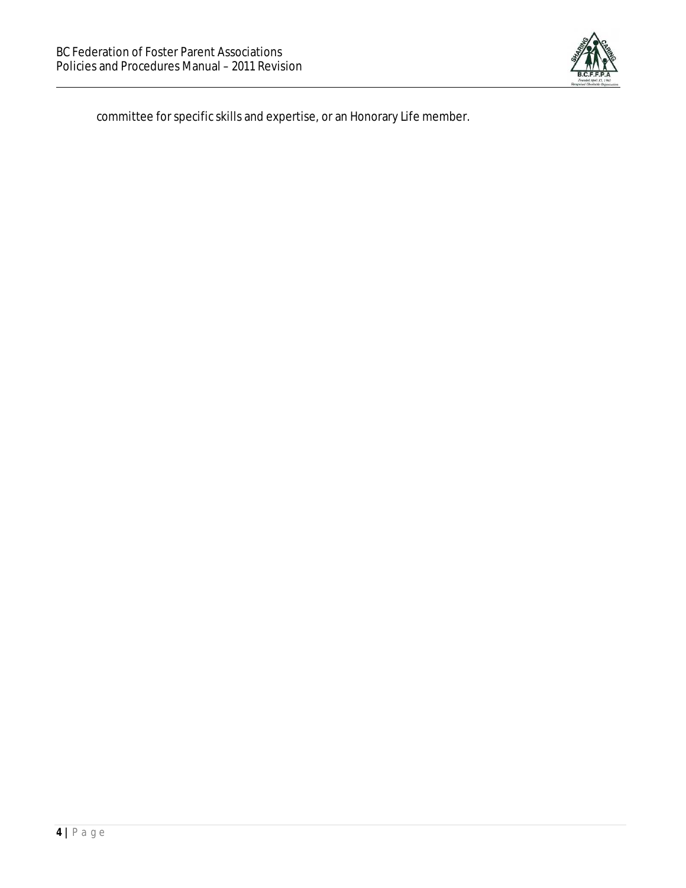committee for specific skills and expertise, or an Honorary Life member.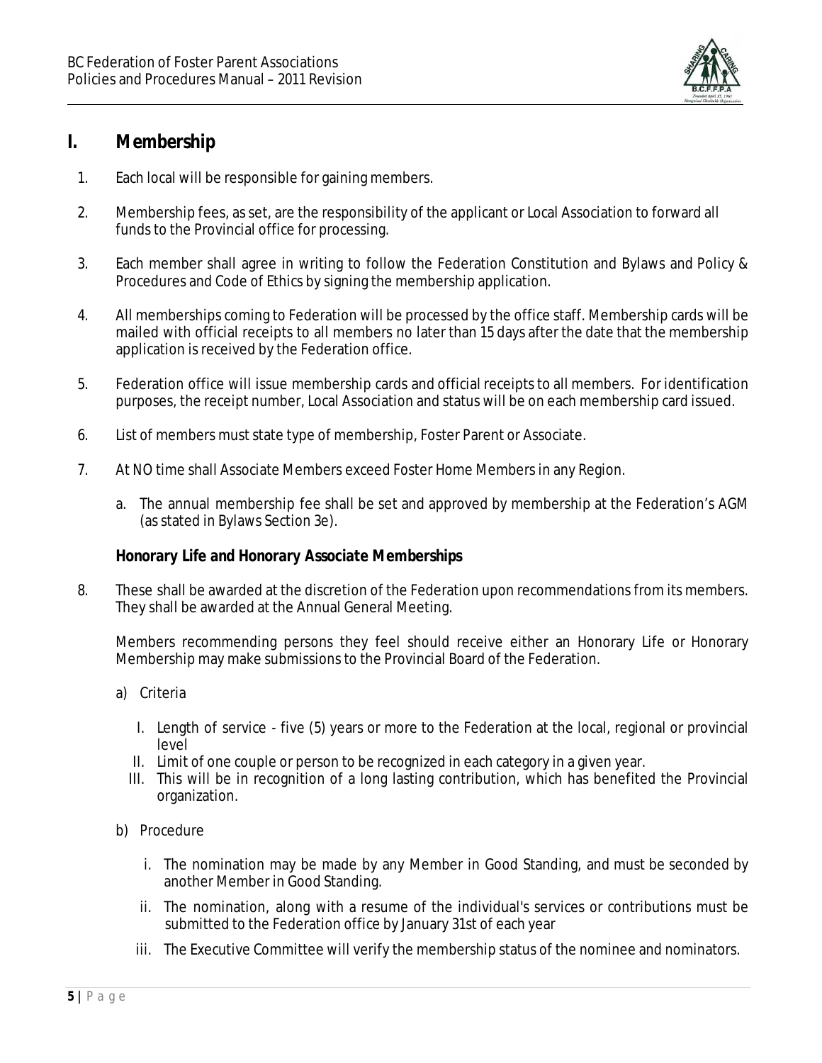# I. Membership

1. Each local will be responsible for gaining members.

2. Membership fees, as set, are the responsibility of the applicant or Local Association to forward all funds to the Provincial office for processing.

3. Each member shall agree in writing to follow the Federation Constitution and Bylaws and Policy & Procedures and Code of Ethics by signing the membership application.

4. All memberships coming to Federation will be processed by the office staff. Membership cards will be mailed with official receipts to all members no later than 15 days after the date that the membership application is received by the Federation office.

5. Federation office will issue membership cards and official receipts to all members. For identification purposes, the receipt number, Local Association and status will be on each membership card issued.

6. List of members must state type of membership, Foster Parent or Associate.

7. At NO time shall Associate Members exceed Foster Home Members in any Region.

   a. The annual membership fee shall be set and approved by membership at the Federation's AGM (as stated in Bylaws Section 3e).

**Honorary Life and Honorary Associate Memberships**

8. These shall be awarded at the discretion of the Federation upon recommendations from its members. They shall be awarded at the Annual General Meeting.

   Members recommending persons they feel should receive either an Honorary Life or Honorary Membership may make submissions to the Provincial Board of the Federation.

   a) Criteria

      I. Length of service - five (5) years or more to the Federation at the local, regional or provincial level
      II. Limit of one couple or person to be recognized in each category in a given year.
      III. This will be in recognition of a long lasting contribution, which has benefited the Provincial organization.

   b) Procedure

      i. The nomination may be made by any Member in Good Standing, and must be seconded by another Member in Good Standing.
      ii. The nomination, along with a resume of the individual's services or contributions must be submitted to the Federation office by January 31st of each year
      iii. The Executive Committee will verify the membership status of the nominee and nominators.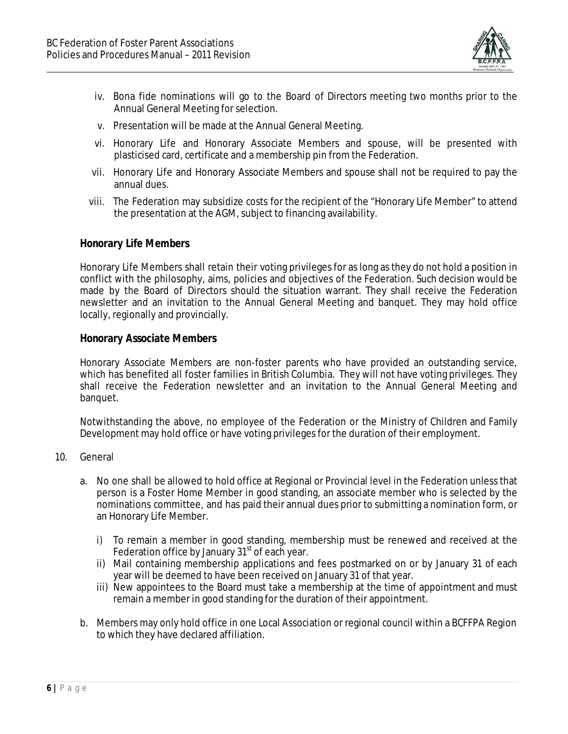iv. Bona fide nominations will go to the Board of Directors meeting two months prior to the Annual General Meeting for selection.

v. Presentation will be made at the Annual General Meeting.

vi. Honorary Life and Honorary Associate Members and spouse, will be presented with plasticised card, certificate and a membership pin from the Federation.

vii. Honorary Life and Honorary Associate Members and spouse shall not be required to pay the annual dues.

viii. The Federation may subsidize costs for the recipient of the "Honorary Life Member" to attend the presentation at the AGM, subject to financing availability.

**Honorary Life Members**

Honorary Life Members shall retain their voting privileges for as long as they do not hold a position in conflict with the philosophy, aims, policies and objectives of the Federation. Such decision would be made by the Board of Directors should the situation warrant. They shall receive the Federation newsletter and an invitation to the Annual General Meeting and banquet. They may hold office locally, regionally and provincially.

**Honorary Associate Members**

Honorary Associate Members are non-foster parents who have provided an outstanding service, which has benefited all foster families in British Columbia. They will not have voting privileges. They shall receive the Federation newsletter and an invitation to the Annual General Meeting and banquet.

Notwithstanding the above, no employee of the Federation or the Ministry of Children and Family Development may hold office or have voting privileges for the duration of their employment.

10. General

a. No one shall be allowed to hold office at Regional or Provincial level in the Federation unless that person is a Foster Home Member in good standing, an associate member who is selected by the nominations committee, and has paid their annual dues prior to submitting a nomination form, or an Honorary Life Member.

   i) To remain a member in good standing, membership must be renewed and received at the Federation office by January 31st of each year.

   ii) Mail containing membership applications and fees postmarked on or by January 31 of each year will be deemed to have been received on January 31 of that year.

   iii) New appointees to the Board must take a membership at the time of appointment and must remain a member in good standing for the duration of their appointment.

b. Members may only hold office in one Local Association or regional council within a BCFFPA Region to which they have declared affiliation.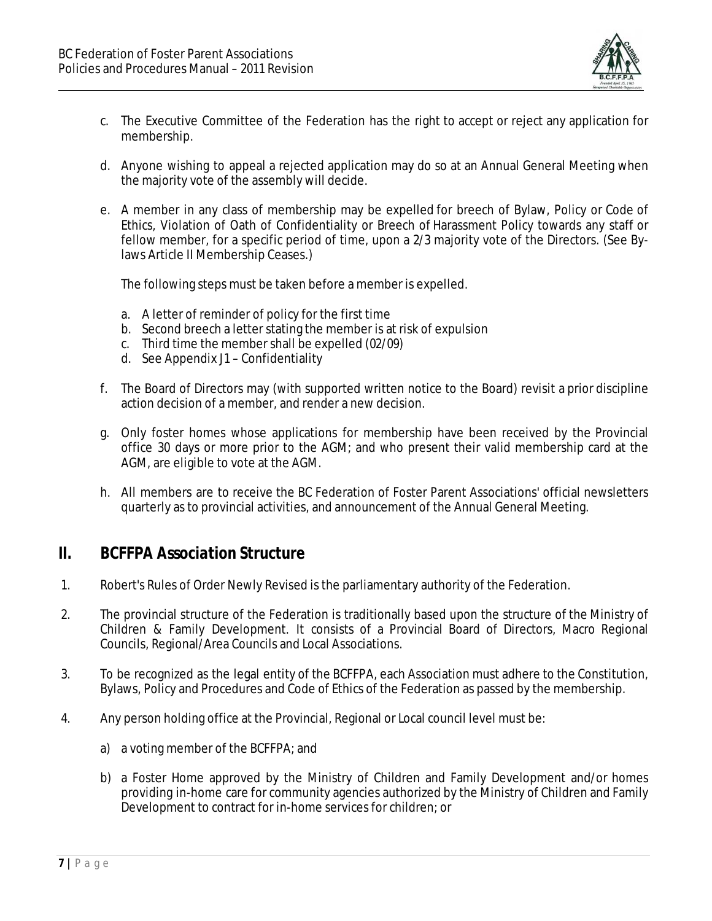c. The Executive Committee of the Federation has the right to accept or reject any application for membership.

d. Anyone wishing to appeal a rejected application may do so at an Annual General Meeting when the majority vote of the assembly will decide.

e. A member in any class of membership may be expelled for breech of Bylaw, Policy or Code of Ethics, Violation of Oath of Confidentiality or Breech of Harassment Policy towards any staff or fellow member, for a specific period of time, upon a 2/3 majority vote of the Directors. (See By-laws Article II Membership Ceases.)

   The following steps must be taken before a member is expelled.

   a. A letter of reminder of policy for the first time
   b. Second breech a letter stating the member is at risk of expulsion
   c. Third time the member shall be expelled (02/09)
   d. See Appendix J1 – Confidentiality

f. The Board of Directors may (with supported written notice to the Board) revisit a prior discipline action decision of a member, and render a new decision.

g. Only foster homes whose applications for membership have been received by the Provincial office 30 days or more prior to the AGM; and who present their valid membership card at the AGM, are eligible to vote at the AGM.

h. All members are to receive the BC Federation of Foster Parent Associations' official newsletters quarterly as to provincial activities, and announcement of the Annual General Meeting.

## II. BCFFPA Association Structure

1. Robert's Rules of Order Newly Revised is the parliamentary authority of the Federation.

2. The provincial structure of the Federation is traditionally based upon the structure of the Ministry of Children & Family Development. It consists of a Provincial Board of Directors, Macro Regional Councils, Regional/Area Councils and Local Associations.

3. To be recognized as the legal entity of the BCFFPA, each Association must adhere to the Constitution, Bylaws, Policy and Procedures and Code of Ethics of the Federation as passed by the membership.

4. Any person holding office at the Provincial, Regional or Local council level must be:

   a) a voting member of the BCFFPA; and

   b) a Foster Home approved by the Ministry of Children and Family Development and/or homes providing in-home care for community agencies authorized by the Ministry of Children and Family Development to contract for in-home services for children; or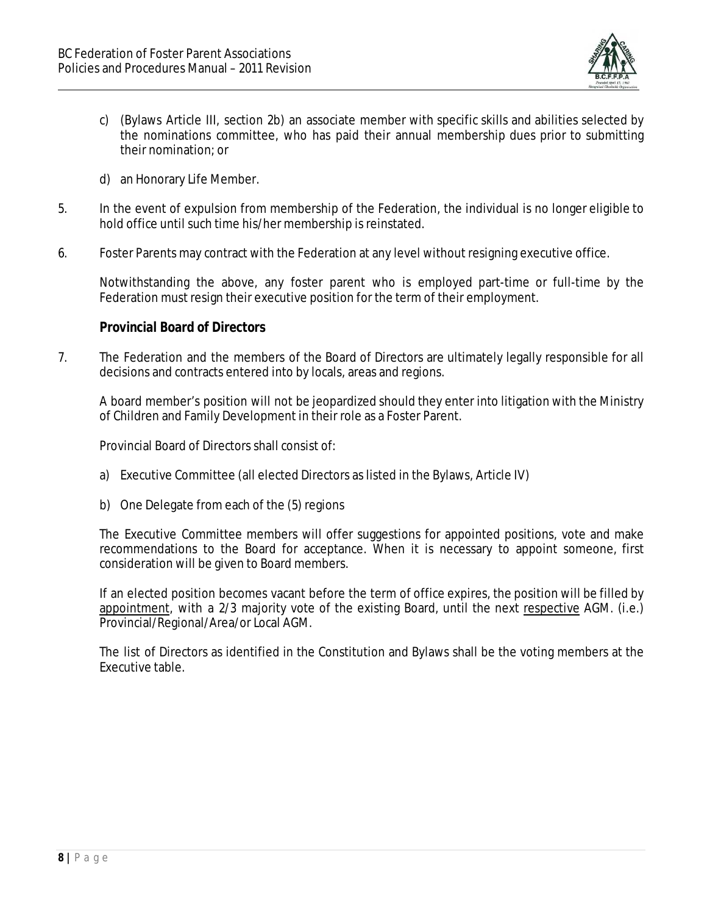c) (Bylaws Article III, section 2b) an associate member with specific skills and abilities selected by the nominations committee, who has paid their annual membership dues prior to submitting their nomination; or

d) an Honorary Life Member.

5. In the event of expulsion from membership of the Federation, the individual is no longer eligible to hold office until such time his/her membership is reinstated.

6. Foster Parents may contract with the Federation at any level without resigning executive office.

   Notwithstanding the above, any foster parent who is employed part-time or full-time by the Federation must resign their executive position for the term of their employment.

**Provincial Board of Directors**

7. The Federation and the members of the Board of Directors are ultimately legally responsible for all decisions and contracts entered into by locals, areas and regions.

   A board member's position will not be jeopardized should they enter into litigation with the Ministry of Children and Family Development in their role as a Foster Parent.

   Provincial Board of Directors shall consist of:

   a) Executive Committee (all elected Directors as listed in the Bylaws, Article IV)

   b) One Delegate from each of the (5) regions

   The Executive Committee members will offer suggestions for appointed positions, vote and make recommendations to the Board for acceptance. When it is necessary to appoint someone, first consideration will be given to Board members.

   If an elected position becomes vacant before the term of office expires, the position will be filled by <u>appointment</u>, with a 2/3 majority vote of the existing Board, until the next <u>respective</u> AGM. (i.e.) Provincial/Regional/Area/or Local AGM.

   The list of Directors as identified in the Constitution and Bylaws shall be the voting members at the Executive table.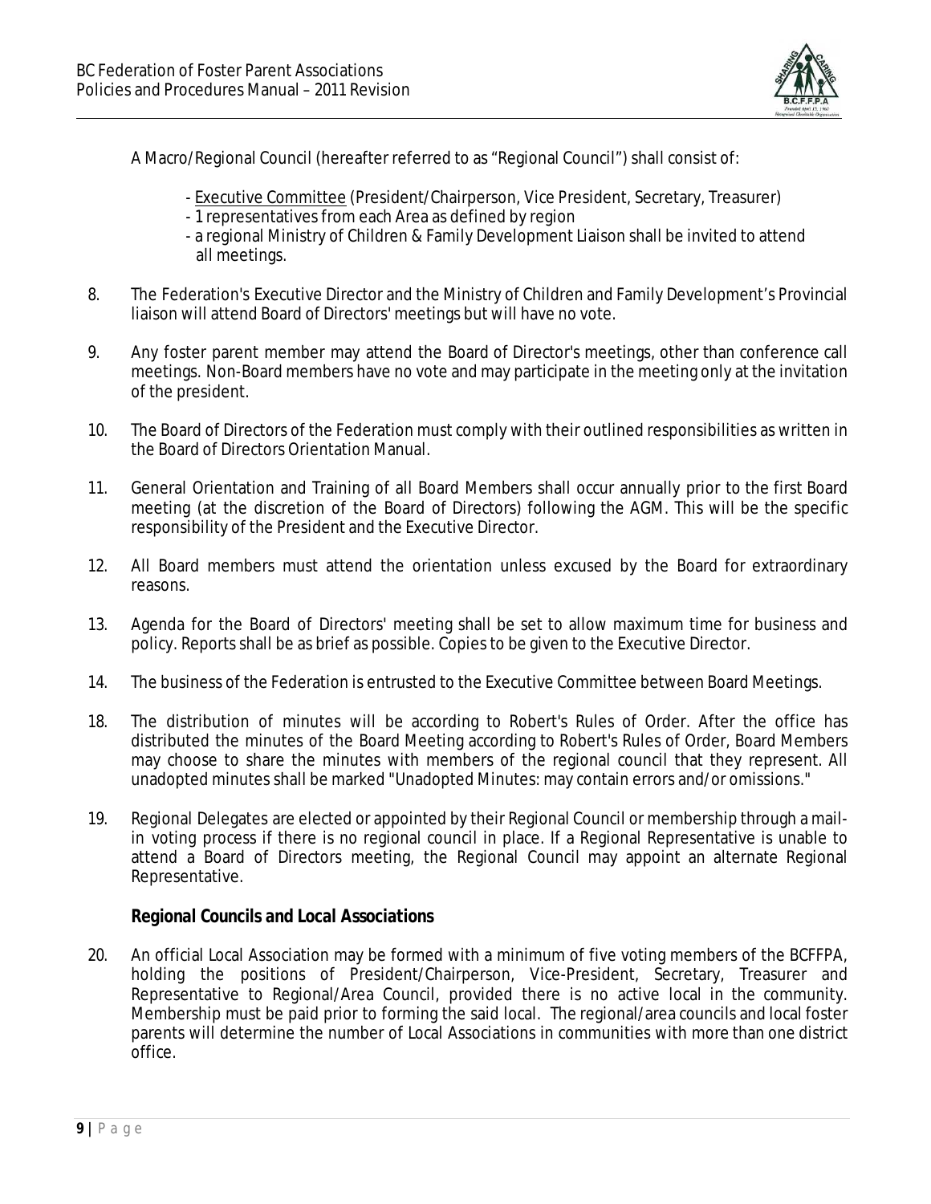A Macro/Regional Council (hereafter referred to as "Regional Council") shall consist of:

- Executive Committee (President/Chairperson, Vice President, Secretary, Treasurer)
- 1 representatives from each Area as defined by region
- a regional Ministry of Children & Family Development Liaison shall be invited to attend all meetings.

8. The Federation's Executive Director and the Ministry of Children and Family Development's Provincial liaison will attend Board of Directors' meetings but will have no vote.

9. Any foster parent member may attend the Board of Director's meetings, other than conference call meetings. Non-Board members have no vote and may participate in the meeting only at the invitation of the president.

10. The Board of Directors of the Federation must comply with their outlined responsibilities as written in the Board of Directors Orientation Manual.

11. General Orientation and Training of all Board Members shall occur annually prior to the first Board meeting (at the discretion of the Board of Directors) following the AGM. This will be the specific responsibility of the President and the Executive Director.

12. All Board members must attend the orientation unless excused by the Board for extraordinary reasons.

13. Agenda for the Board of Directors' meeting shall be set to allow maximum time for business and policy. Reports shall be as brief as possible. Copies to be given to the Executive Director.

14. The business of the Federation is entrusted to the Executive Committee between Board Meetings.

18. The distribution of minutes will be according to Robert's Rules of Order. After the office has distributed the minutes of the Board Meeting according to Robert's Rules of Order, Board Members may choose to share the minutes with members of the regional council that they represent. All unadopted minutes shall be marked "Unadopted Minutes: may contain errors and/or omissions."

19. Regional Delegates are elected or appointed by their Regional Council or membership through a mail-in voting process if there is no regional council in place. If a Regional Representative is unable to attend a Board of Directors meeting, the Regional Council may appoint an alternate Regional Representative.

**Regional Councils and Local Associations**

20. An official Local Association may be formed with a minimum of five voting members of the BCFFPA, holding the positions of President/Chairperson, Vice-President, Secretary, Treasurer and Representative to Regional/Area Council, provided there is no active local in the community. Membership must be paid prior to forming the said local. The regional/area councils and local foster parents will determine the number of Local Associations in communities with more than one district office.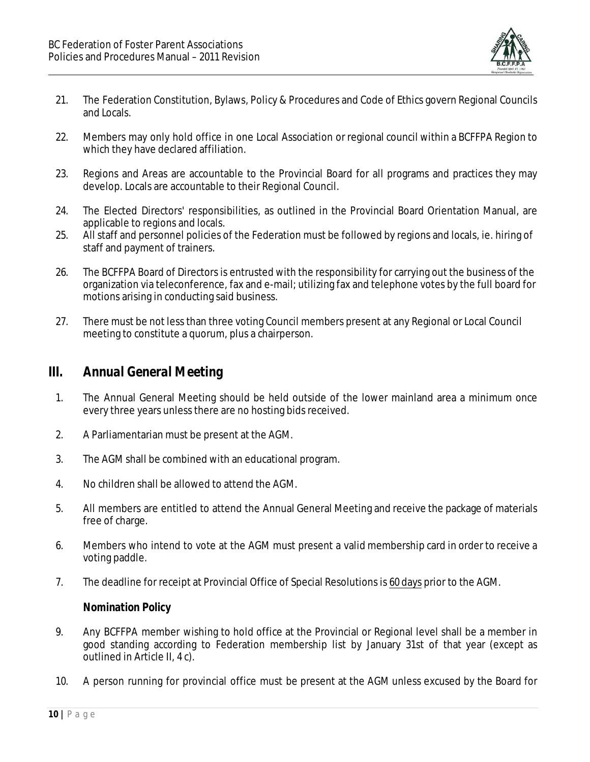21. The Federation Constitution, Bylaws, Policy & Procedures and Code of Ethics govern Regional Councils and Locals.

22. Members may only hold office in one Local Association or regional council within a BCFFPA Region to which they have declared affiliation.

23. Regions and Areas are accountable to the Provincial Board for all programs and practices they may develop. Locals are accountable to their Regional Council.

24. The Elected Directors' responsibilities, as outlined in the Provincial Board Orientation Manual, are applicable to regions and locals.

25. All staff and personnel policies of the Federation must be followed by regions and locals, ie. hiring of staff and payment of trainers.

26. The BCFFPA Board of Directors is entrusted with the responsibility for carrying out the business of the organization via teleconference, fax and e-mail; utilizing fax and telephone votes by the full board for motions arising in conducting said business.

27. There must be not less than three voting Council members present at any Regional or Local Council meeting to constitute a quorum, plus a chairperson.

## III. *Annual General Meeting*

1. The Annual General Meeting should be held outside of the lower mainland area a minimum once every three years unless there are no hosting bids received.

2. A Parliamentarian must be present at the AGM.

3. The AGM shall be combined with an educational program.

4. No children shall be allowed to attend the AGM.

5. All members are entitled to attend the Annual General Meeting and receive the package of materials free of charge.

6. Members who intend to vote at the AGM must present a valid membership card in order to receive a voting paddle.

7. The deadline for receipt at Provincial Office of Special Resolutions is <u>60 days</u> prior to the AGM.

**Nomination Policy**

9. Any BCFFPA member wishing to hold office at the Provincial or Regional level shall be a member in good standing according to Federation membership list by January 31st of that year (except as outlined in Article II, 4 c).

10. A person running for provincial office must be present at the AGM unless excused by the Board for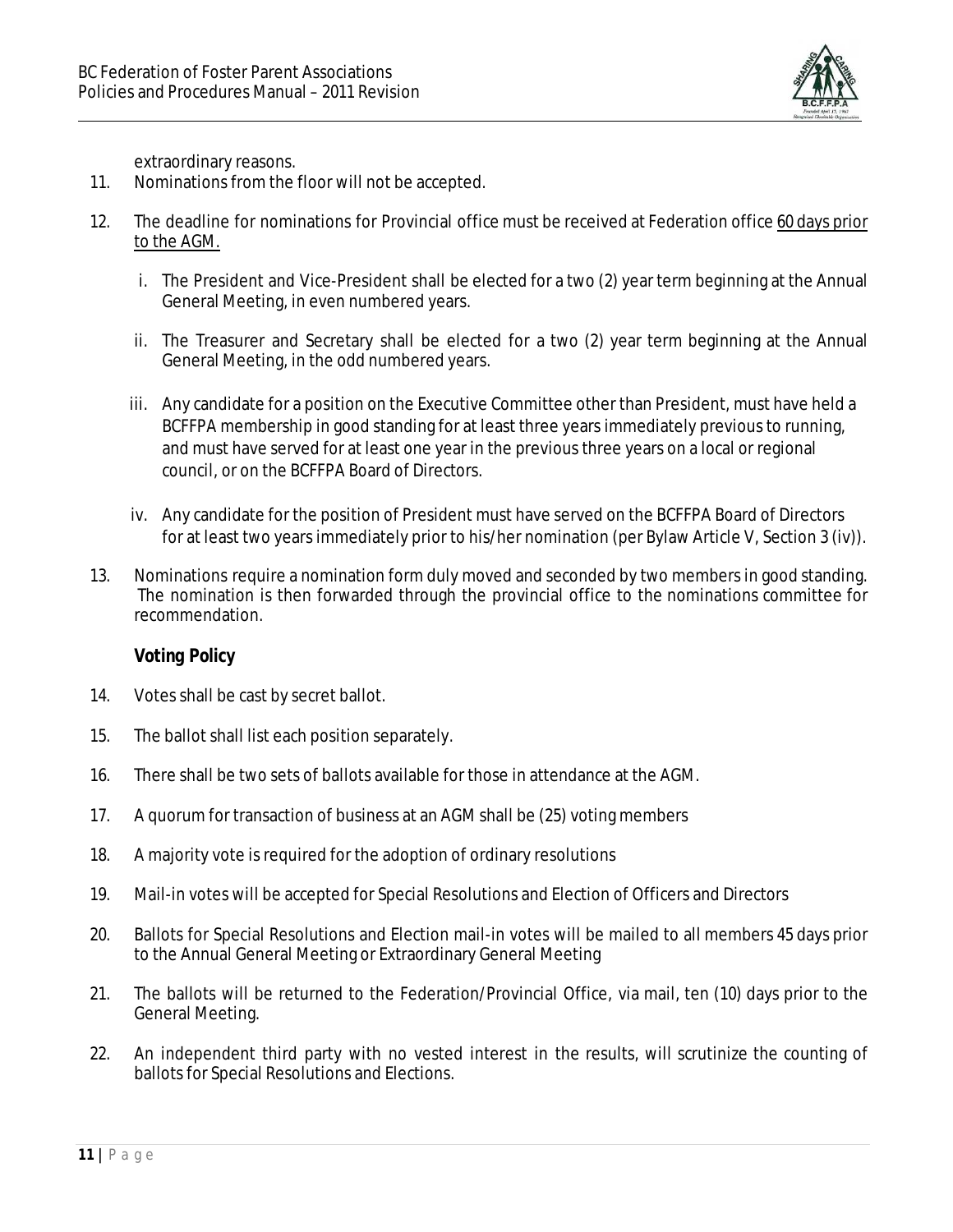extraordinary reasons.

11. Nominations from the floor will not be accepted.

12. The deadline for nominations for Provincial office must be received at Federation office <u>60 days prior to the AGM.</u>

    i. The President and Vice-President shall be elected for a two (2) year term beginning at the Annual General Meeting, in even numbered years.

    ii. The Treasurer and Secretary shall be elected for a two (2) year term beginning at the Annual General Meeting, in the odd numbered years.

    iii. Any candidate for a position on the Executive Committee other than President, must have held a BCFFPA membership in good standing for at least three years immediately previous to running, and must have served for at least one year in the previous three years on a local or regional council, or on the BCFFPA Board of Directors.

    iv. Any candidate for the position of President must have served on the BCFFPA Board of Directors for at least two years immediately prior to his/her nomination (per Bylaw Article V, Section 3 (iv)).

13. Nominations require a nomination form duly moved and seconded by two members in good standing. The nomination is then forwarded through the provincial office to the nominations committee for recommendation.

**Voting Policy**

14. Votes shall be cast by secret ballot.

15. The ballot shall list each position separately.

16. There shall be two sets of ballots available for those in attendance at the AGM.

17. A quorum for transaction of business at an AGM shall be (25) voting members

18. A majority vote is required for the adoption of ordinary resolutions

19. Mail-in votes will be accepted for Special Resolutions and Election of Officers and Directors

20. Ballots for Special Resolutions and Election mail-in votes will be mailed to all members 45 days prior to the Annual General Meeting or Extraordinary General Meeting

21. The ballots will be returned to the Federation/Provincial Office, via mail, ten (10) days prior to the General Meeting.

22. An independent third party with no vested interest in the results, will scrutinize the counting of ballots for Special Resolutions and Elections.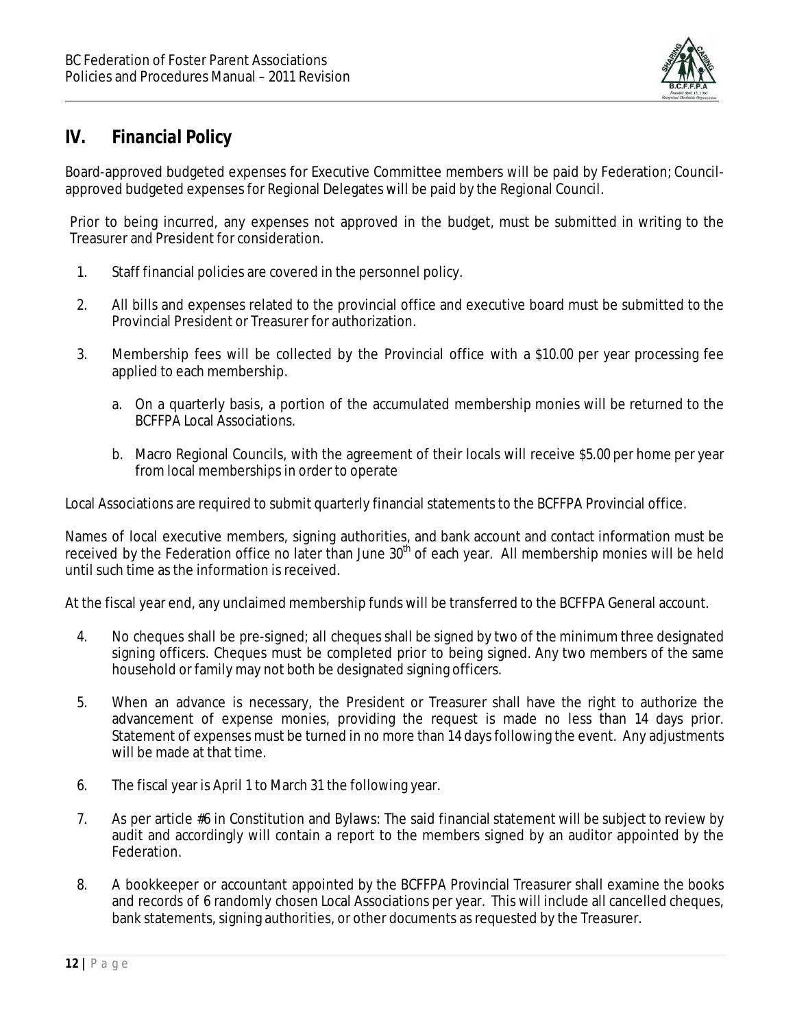## IV. Financial Policy

Board-approved budgeted expenses for Executive Committee members will be paid by Federation; Council-approved budgeted expenses for Regional Delegates will be paid by the Regional Council.

Prior to being incurred, any expenses not approved in the budget, must be submitted in writing to the Treasurer and President for consideration.

1. Staff financial policies are covered in the personnel policy.

2. All bills and expenses related to the provincial office and executive board must be submitted to the Provincial President or Treasurer for authorization.

3. Membership fees will be collected by the Provincial office with a $10.00 per year processing fee applied to each membership.

   a. On a quarterly basis, a portion of the accumulated membership monies will be returned to the BCFFPA Local Associations.

   b. Macro Regional Councils, with the agreement of their locals will receive $5.00 per home per year from local memberships in order to operate

Local Associations are required to submit quarterly financial statements to the BCFFPA Provincial office.

Names of local executive members, signing authorities, and bank account and contact information must be received by the Federation office no later than June 30th of each year. All membership monies will be held until such time as the information is received.

At the fiscal year end, any unclaimed membership funds will be transferred to the BCFFPA General account.

4. No cheques shall be pre-signed; all cheques shall be signed by two of the minimum three designated signing officers. Cheques must be completed prior to being signed. Any two members of the same household or family may not both be designated signing officers.

5. When an advance is necessary, the President or Treasurer shall have the right to authorize the advancement of expense monies, providing the request is made no less than 14 days prior. Statement of expenses must be turned in no more than 14 days following the event. Any adjustments will be made at that time.

6. The fiscal year is April 1 to March 31 the following year.

7. As per article #6 in Constitution and Bylaws: The said financial statement will be subject to review by audit and accordingly will contain a report to the members signed by an auditor appointed by the Federation.

8. A bookkeeper or accountant appointed by the BCFFPA Provincial Treasurer shall examine the books and records of 6 randomly chosen Local Associations per year. This will include all cancelled cheques, bank statements, signing authorities, or other documents as requested by the Treasurer.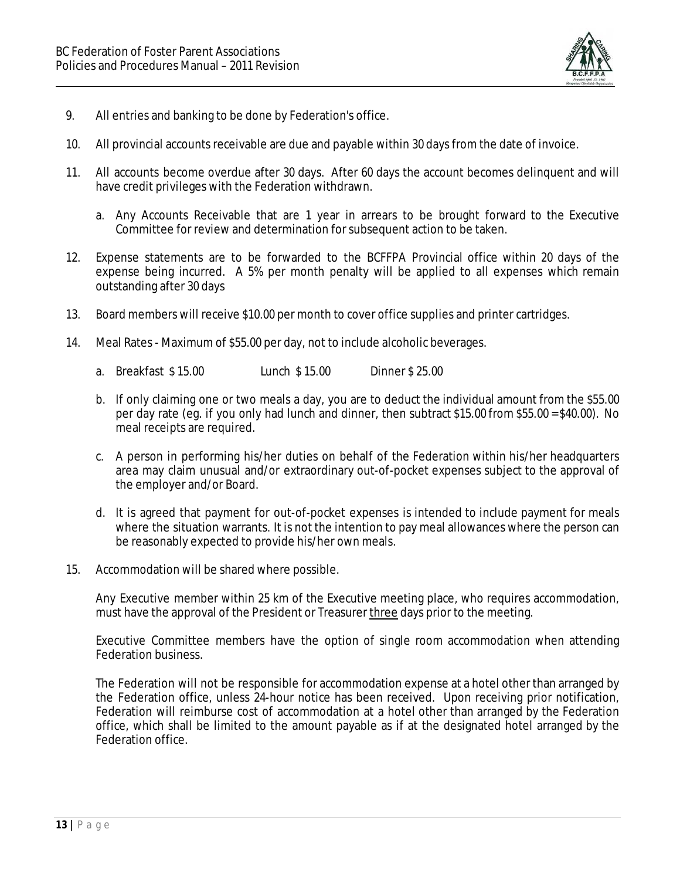9. All entries and banking to be done by Federation's office.

10. All provincial accounts receivable are due and payable within 30 days from the date of invoice.

11. All accounts become overdue after 30 days. After 60 days the account becomes delinquent and will have credit privileges with the Federation withdrawn.

    a. Any Accounts Receivable that are 1 year in arrears to be brought forward to the Executive Committee for review and determination for subsequent action to be taken.

12. Expense statements are to be forwarded to the BCFFPA Provincial office within 20 days of the expense being incurred. A 5% per month penalty will be applied to all expenses which remain outstanding after 30 days

13. Board members will receive $10.00 per month to cover office supplies and printer cartridges.

14. Meal Rates - Maximum of $55.00 per day, not to include alcoholic beverages.

    a. Breakfast $ 15.00 Lunch $ 15.00 Dinner $ 25.00

    b. If only claiming one or two meals a day, you are to deduct the individual amount from the $55.00 per day rate (eg. if you only had lunch and dinner, then subtract $15.00 from $55.00 = $40.00). No meal receipts are required.

    c. A person in performing his/her duties on behalf of the Federation within his/her headquarters area may claim unusual and/or extraordinary out-of-pocket expenses subject to the approval of the employer and/or Board.

    d. It is agreed that payment for out-of-pocket expenses is intended to include payment for meals where the situation warrants. It is not the intention to pay meal allowances where the person can be reasonably expected to provide his/her own meals.

15. Accommodation will be shared where possible.

    Any Executive member within 25 km of the Executive meeting place, who requires accommodation, must have the approval of the President or Treasurer <u>three</u> days prior to the meeting.

    Executive Committee members have the option of single room accommodation when attending Federation business.

    The Federation will not be responsible for accommodation expense at a hotel other than arranged by the Federation office, unless 24-hour notice has been received. Upon receiving prior notification, Federation will reimburse cost of accommodation at a hotel other than arranged by the Federation office, which shall be limited to the amount payable as if at the designated hotel arranged by the Federation office.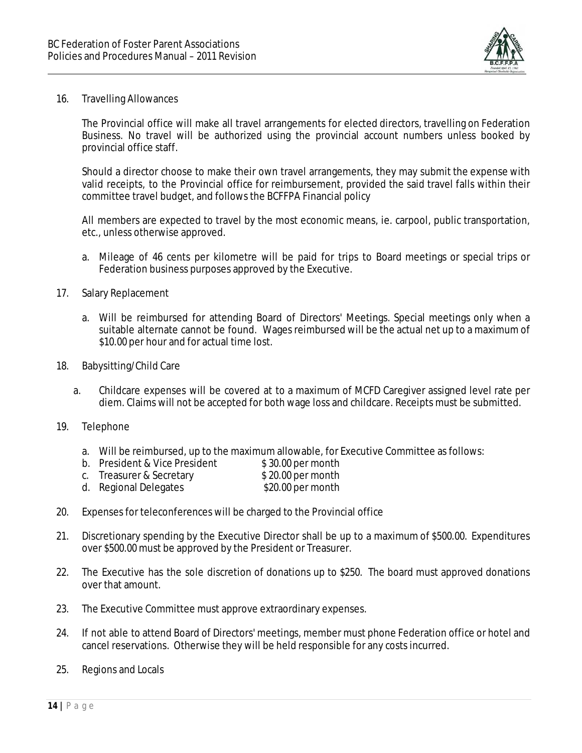16. Travelling Allowances

    The Provincial office will make all travel arrangements for elected directors, travelling on Federation Business. No travel will be authorized using the provincial account numbers unless booked by provincial office staff.

    Should a director choose to make their own travel arrangements, they may submit the expense with valid receipts, to the Provincial office for reimbursement, provided the said travel falls within their committee travel budget, and follows the BCFFPA Financial policy

    All members are expected to travel by the most economic means, ie. carpool, public transportation, etc., unless otherwise approved.

    a. Mileage of 46 cents per kilometre will be paid for trips to Board meetings or special trips or Federation business purposes approved by the Executive.

17. Salary Replacement

    a. Will be reimbursed for attending Board of Directors' Meetings. Special meetings only when a suitable alternate cannot be found. Wages reimbursed will be the actual net up to a maximum of $10.00 per hour and for actual time lost.

18. Babysitting/Child Care

    a. Childcare expenses will be covered at to a maximum of MCFD Caregiver assigned level rate per diem. Claims will not be accepted for both wage loss and childcare. Receipts must be submitted.

19. Telephone

    a. Will be reimbursed, up to the maximum allowable, for Executive Committee as follows:
    b. President & Vice President $ 30.00 per month
    c. Treasurer & Secretary $ 20.00 per month
    d. Regional Delegates $20.00 per month

20. Expenses for teleconferences will be charged to the Provincial office

21. Discretionary spending by the Executive Director shall be up to a maximum of $500.00. Expenditures over $500.00 must be approved by the President or Treasurer.

22. The Executive has the sole discretion of donations up to $250. The board must approved donations over that amount.

23. The Executive Committee must approve extraordinary expenses.

24. If not able to attend Board of Directors' meetings, member must phone Federation office or hotel and cancel reservations. Otherwise they will be held responsible for any costs incurred.

25. Regions and Locals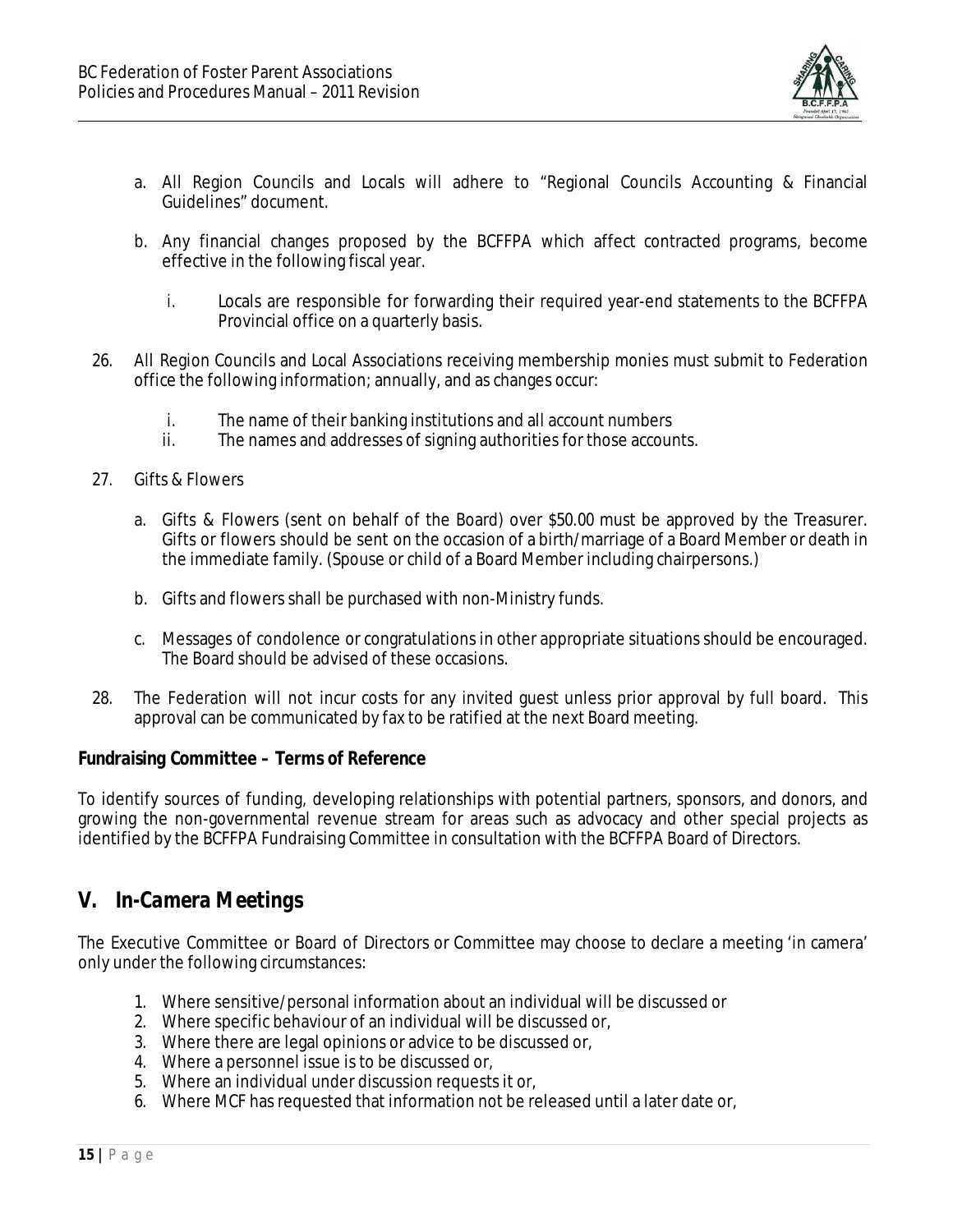a. All Region Councils and Locals will adhere to "Regional Councils Accounting & Financial Guidelines" document.

b. Any financial changes proposed by the BCFFPA which affect contracted programs, become effective in the following fiscal year.

   i. Locals are responsible for forwarding their required year-end statements to the BCFFPA Provincial office on a quarterly basis.

26. All Region Councils and Local Associations receiving membership monies must submit to Federation office the following information; annually, and as changes occur:

    i. The name of their banking institutions and all account numbers
    ii. The names and addresses of signing authorities for those accounts.

27. Gifts & Flowers

    a. Gifts & Flowers (sent on behalf of the Board) over $50.00 must be approved by the Treasurer. Gifts or flowers should be sent on the occasion of a birth/marriage of a Board Member or death in the immediate family. (Spouse or child of a Board Member including chairpersons.)

    b. Gifts and flowers shall be purchased with non-Ministry funds.

    c. Messages of condolence or congratulations in other appropriate situations should be encouraged. The Board should be advised of these occasions.

28. The Federation will not incur costs for any invited guest unless prior approval by full board. This approval can be communicated by fax to be ratified at the next Board meeting.

**Fundraising Committee – Terms of Reference**

To identify sources of funding, developing relationships with potential partners, sponsors, and donors, and growing the non-governmental revenue stream for areas such as advocacy and other special projects as identified by the BCFFPA Fundraising Committee in consultation with the BCFFPA Board of Directors.

## V. In-Camera Meetings

The Executive Committee or Board of Directors or Committee may choose to declare a meeting 'in camera' only under the following circumstances:

1. Where sensitive/personal information about an individual will be discussed or
2. Where specific behaviour of an individual will be discussed or,
3. Where there are legal opinions or advice to be discussed or,
4. Where a personnel issue is to be discussed or,
5. Where an individual under discussion requests it or,
6. Where MCF has requested that information not be released until a later date or,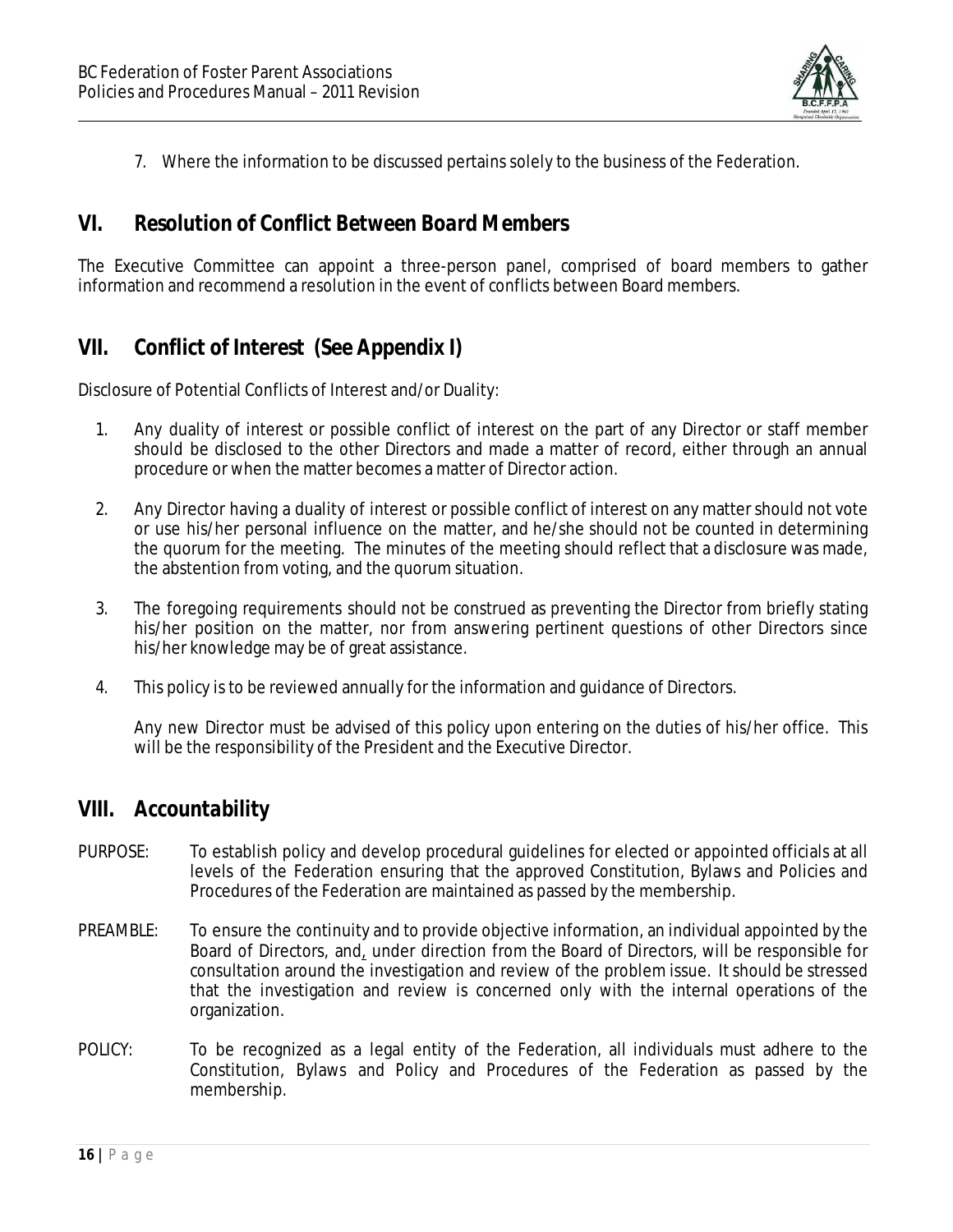7. Where the information to be discussed pertains solely to the business of the Federation.

## VI. Resolution of Conflict Between Board Members

The Executive Committee can appoint a three-person panel, comprised of board members to gather information and recommend a resolution in the event of conflicts between Board members.

## VII. Conflict of Interest (See Appendix I)

Disclosure of Potential Conflicts of Interest and/or Duality:

1. Any duality of interest or possible conflict of interest on the part of any Director or staff member should be disclosed to the other Directors and made a matter of record, either through an annual procedure or when the matter becomes a matter of Director action.

2. Any Director having a duality of interest or possible conflict of interest on any matter should not vote or use his/her personal influence on the matter, and he/she should not be counted in determining the quorum for the meeting. The minutes of the meeting should reflect that a disclosure was made, the abstention from voting, and the quorum situation.

3. The foregoing requirements should not be construed as preventing the Director from briefly stating his/her position on the matter, nor from answering pertinent questions of other Directors since his/her knowledge may be of great assistance.

4. This policy is to be reviewed annually for the information and guidance of Directors.

   Any new Director must be advised of this policy upon entering on the duties of his/her office. This will be the responsibility of the President and the Executive Director.

## VIII. Accountability

PURPOSE: To establish policy and develop procedural guidelines for elected or appointed officials at all levels of the Federation ensuring that the approved Constitution, Bylaws and Policies and Procedures of the Federation are maintained as passed by the membership.

PREAMBLE: To ensure the continuity and to provide objective information, an individual appointed by the Board of Directors, and, under direction from the Board of Directors, will be responsible for consultation around the investigation and review of the problem issue. It should be stressed that the investigation and review is concerned only with the internal operations of the organization.

POLICY: To be recognized as a legal entity of the Federation, all individuals must adhere to the Constitution, Bylaws and Policy and Procedures of the Federation as passed by the membership.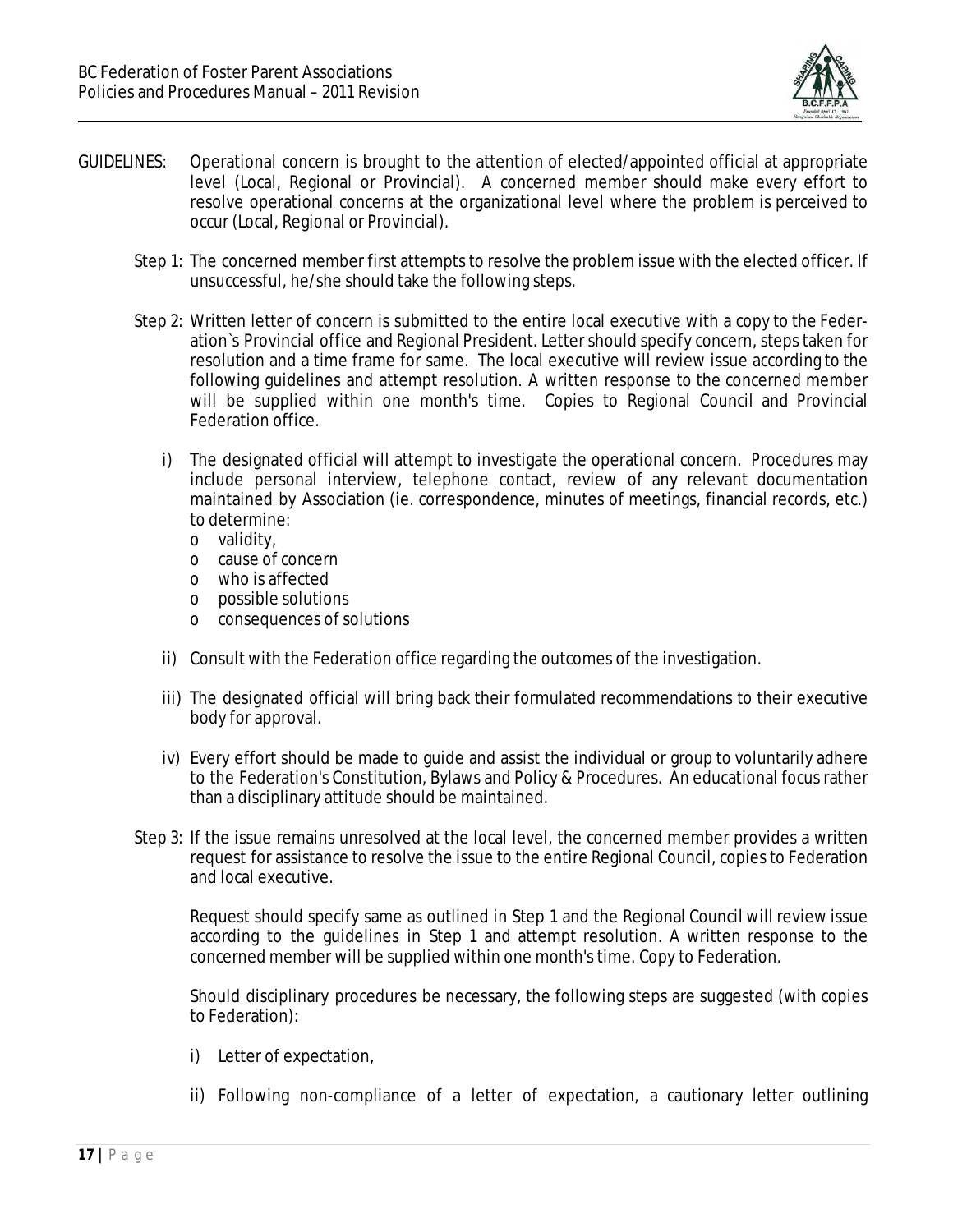GUIDELINES: Operational concern is brought to the attention of elected/appointed official at appropriate level (Local, Regional or Provincial). A concerned member should make every effort to resolve operational concerns at the organizational level where the problem is perceived to occur (Local, Regional or Provincial).

Step 1: The concerned member first attempts to resolve the problem issue with the elected officer. If unsuccessful, he/she should take the following steps.

Step 2: Written letter of concern is submitted to the entire local executive with a copy to the Federation`s Provincial office and Regional President. Letter should specify concern, steps taken for resolution and a time frame for same. The local executive will review issue according to the following guidelines and attempt resolution. A written response to the concerned member will be supplied within one month's time. Copies to Regional Council and Provincial Federation office.

i) The designated official will attempt to investigate the operational concern. Procedures may include personal interview, telephone contact, review of any relevant documentation maintained by Association (ie. correspondence, minutes of meetings, financial records, etc.) to determine:
   - validity,
   - cause of concern
   - who is affected
   - possible solutions
   - consequences of solutions

ii) Consult with the Federation office regarding the outcomes of the investigation.

iii) The designated official will bring back their formulated recommendations to their executive body for approval.

iv) Every effort should be made to guide and assist the individual or group to voluntarily adhere to the Federation's Constitution, Bylaws and Policy & Procedures. An educational focus rather than a disciplinary attitude should be maintained.

Step 3: If the issue remains unresolved at the local level, the concerned member provides a written request for assistance to resolve the issue to the entire Regional Council, copies to Federation and local executive.

Request should specify same as outlined in Step 1 and the Regional Council will review issue according to the guidelines in Step 1 and attempt resolution. A written response to the concerned member will be supplied within one month's time. Copy to Federation.

Should disciplinary procedures be necessary, the following steps are suggested (with copies to Federation):

i) Letter of expectation,

ii) Following non-compliance of a letter of expectation, a cautionary letter outlining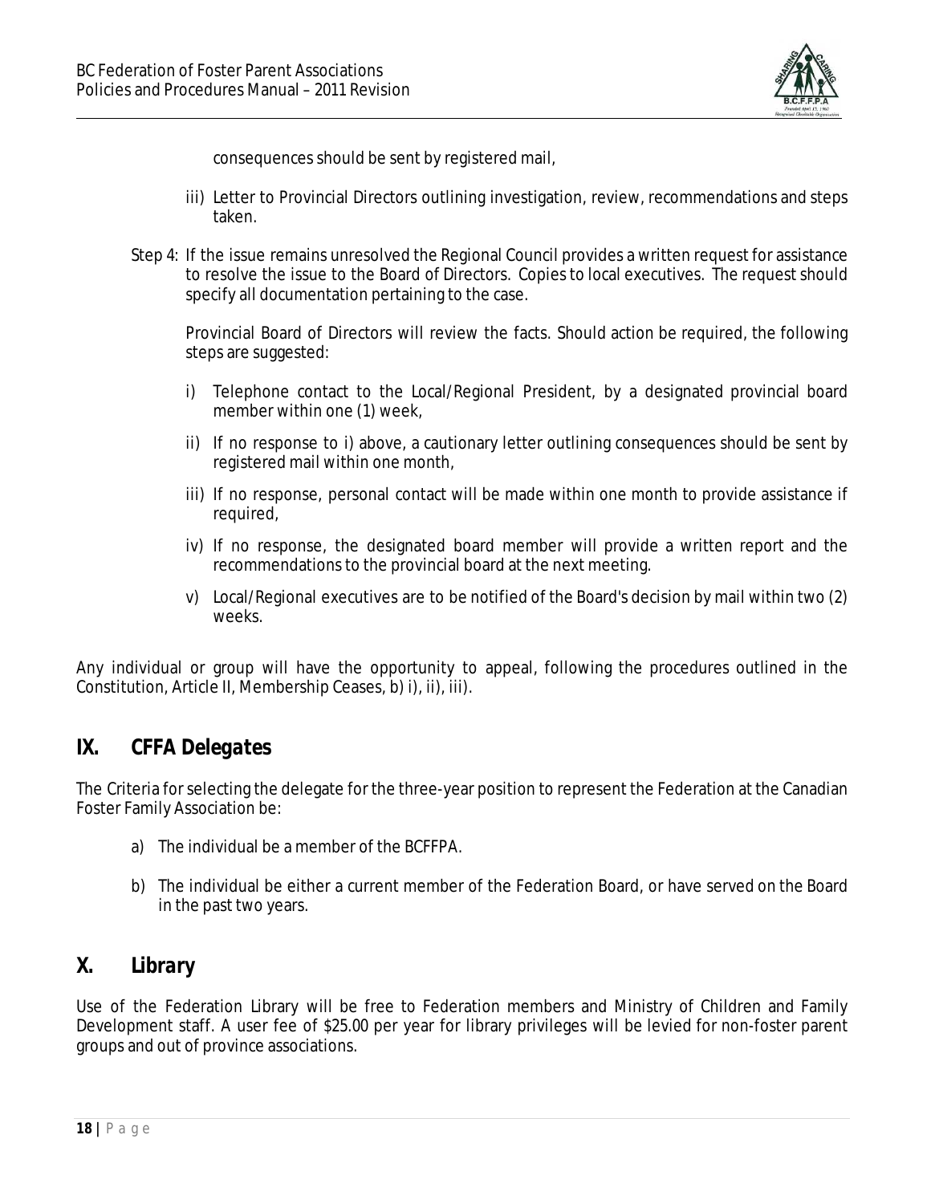consequences should be sent by registered mail,

iii) Letter to Provincial Directors outlining investigation, review, recommendations and steps taken.

Step 4: If the issue remains unresolved the Regional Council provides a written request for assistance to resolve the issue to the Board of Directors. Copies to local executives. The request should specify all documentation pertaining to the case.

Provincial Board of Directors will review the facts. Should action be required, the following steps are suggested:

i) Telephone contact to the Local/Regional President, by a designated provincial board member within one (1) week,

ii) If no response to i) above, a cautionary letter outlining consequences should be sent by registered mail within one month,

iii) If no response, personal contact will be made within one month to provide assistance if required,

iv) If no response, the designated board member will provide a written report and the recommendations to the provincial board at the next meeting.

v) Local/Regional executives are to be notified of the Board's decision by mail within two (2) weeks.

Any individual or group will have the opportunity to appeal, following the procedures outlined in the Constitution, Article II, Membership Ceases, b) i), ii), iii).

## IX. CFFA Delegates

The Criteria for selecting the delegate for the three-year position to represent the Federation at the Canadian Foster Family Association be:

a) The individual be a member of the BCFFPA.

b) The individual be either a current member of the Federation Board, or have served on the Board in the past two years.

## X. Library

Use of the Federation Library will be free to Federation members and Ministry of Children and Family Development staff. A user fee of $25.00 per year for library privileges will be levied for non-foster parent groups and out of province associations.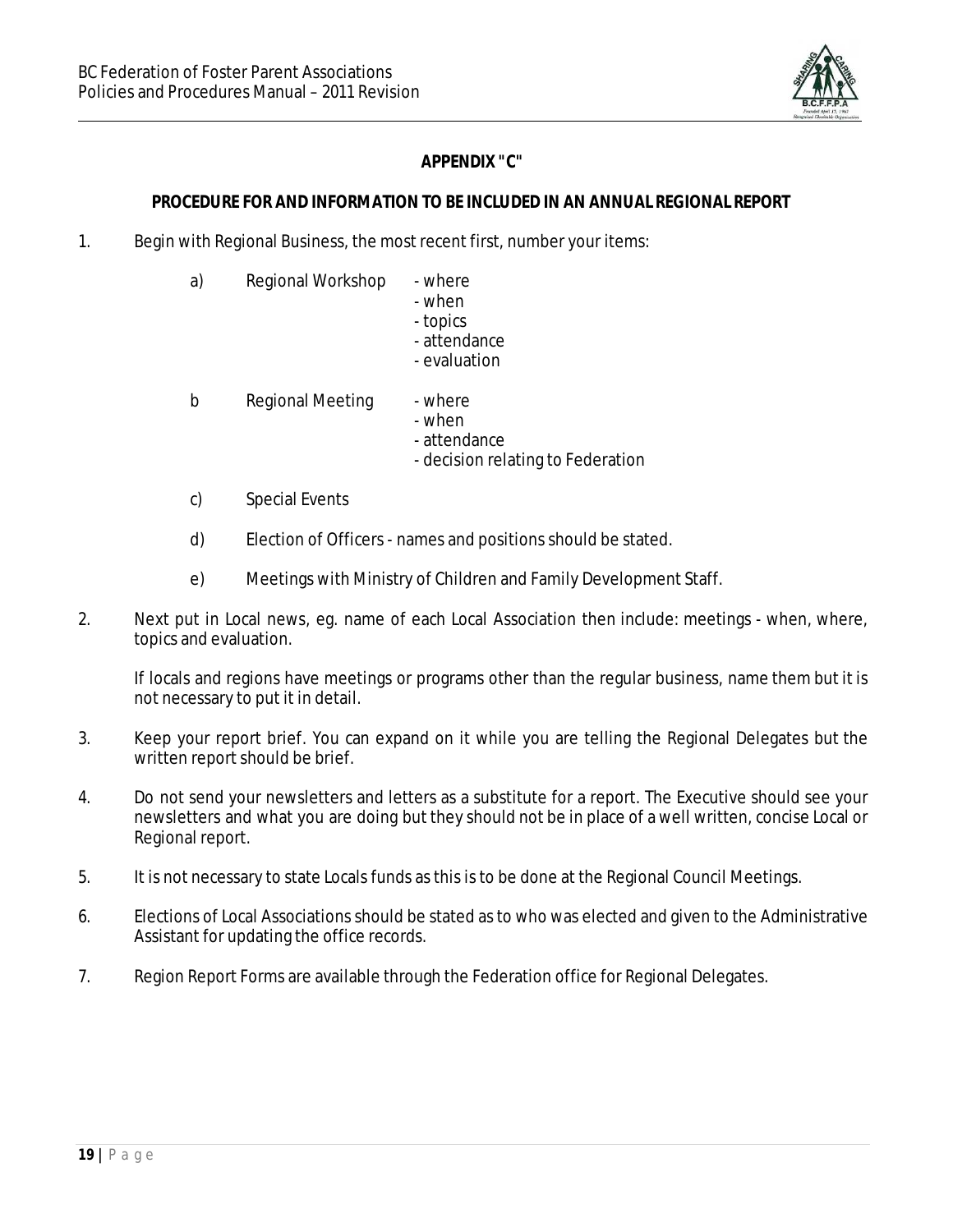## APPENDIX "C"

### PROCEDURE FOR AND INFORMATION TO BE INCLUDED IN AN ANNUAL REGIONAL REPORT

1. Begin with Regional Business, the most recent first, number your items:

   a) Regional Workshop
      - where
      - when
      - topics
      - attendance
      - evaluation

   b Regional Meeting
      - where
      - when
      - attendance
      - decision relating to Federation

   c) Special Events

   d) Election of Officers - names and positions should be stated.

   e) Meetings with Ministry of Children and Family Development Staff.

2. Next put in Local news, eg. name of each Local Association then include: meetings - when, where, topics and evaluation.

   If locals and regions have meetings or programs other than the regular business, name them but it is not necessary to put it in detail.

3. Keep your report brief. You can expand on it while you are telling the Regional Delegates but the written report should be brief.

4. Do not send your newsletters and letters as a substitute for a report. The Executive should see your newsletters and what you are doing but they should not be in place of a well written, concise Local or Regional report.

5. It is not necessary to state Locals funds as this is to be done at the Regional Council Meetings.

6. Elections of Local Associations should be stated as to who was elected and given to the Administrative Assistant for updating the office records.

7. Region Report Forms are available through the Federation office for Regional Delegates.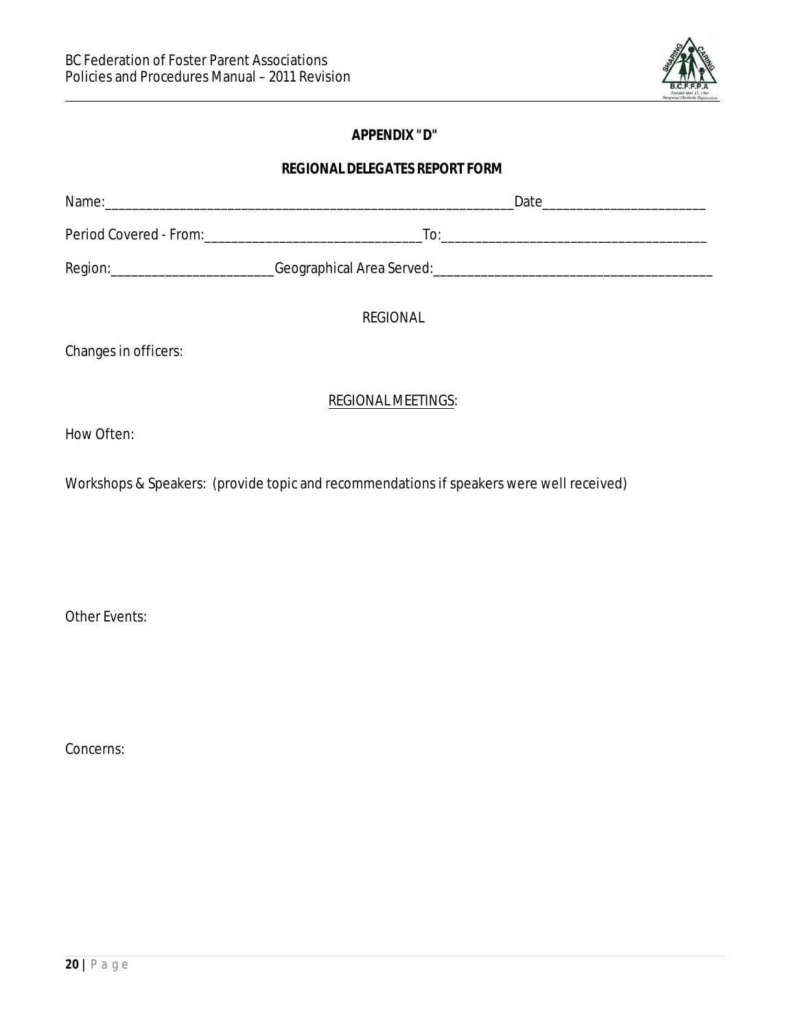## APPENDIX "D"

## REGIONAL DELEGATES REPORT FORM

Name:____________________________________________________________Date________________________

Period Covered - From:_______________________________To:______________________________________

Region:________________________Geographical Area Served:________________________________________

REGIONAL

Changes in officers:

REGIONAL MEETINGS:

How Often:

Workshops & Speakers: (provide topic and recommendations if speakers were well received)

Other Events:

Concerns: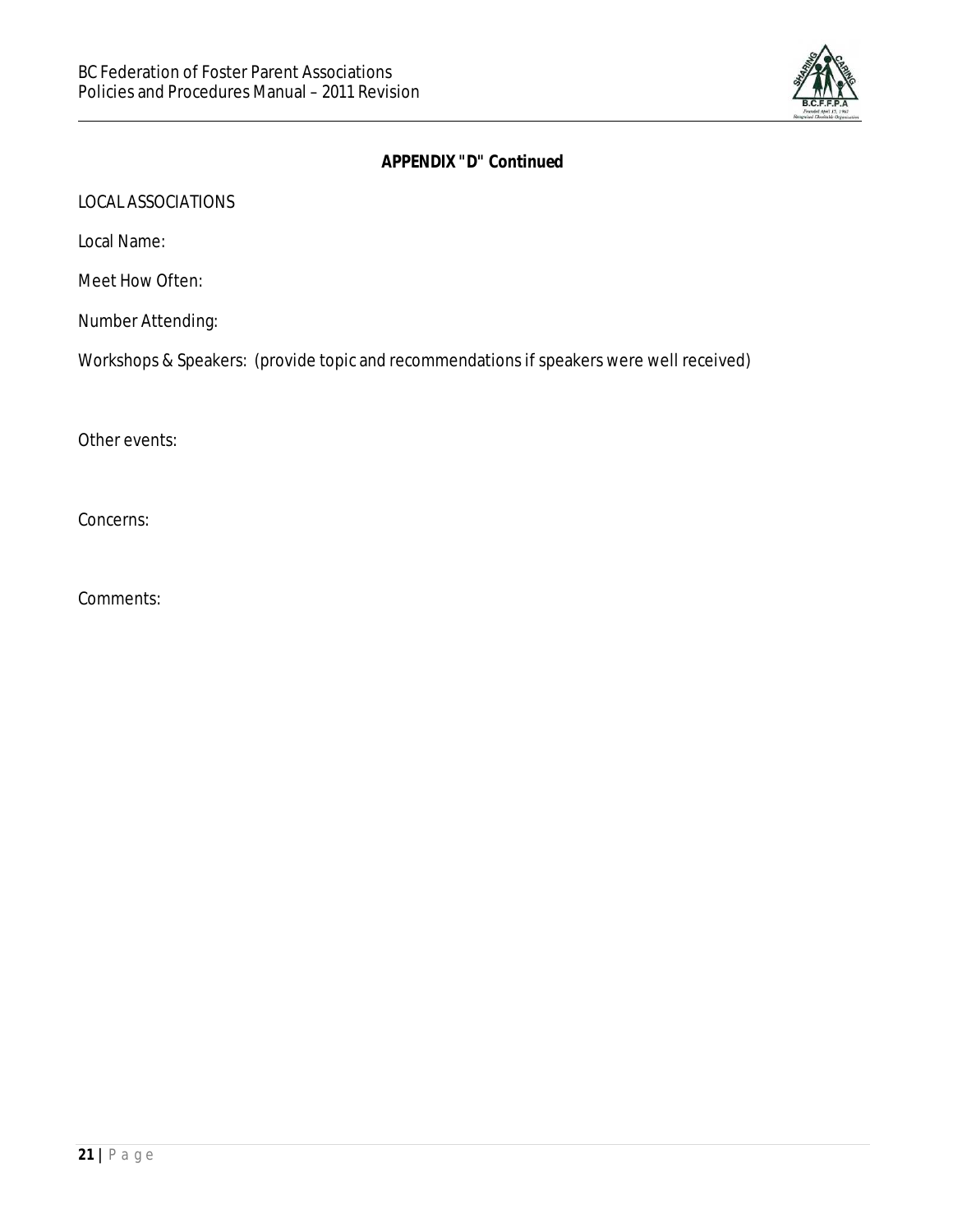**APPENDIX "D" Continued**

LOCAL ASSOCIATIONS

Local Name:

Meet How Often:

Number Attending:

Workshops & Speakers: (provide topic and recommendations if speakers were well received)

Other events:

Concerns:

Comments: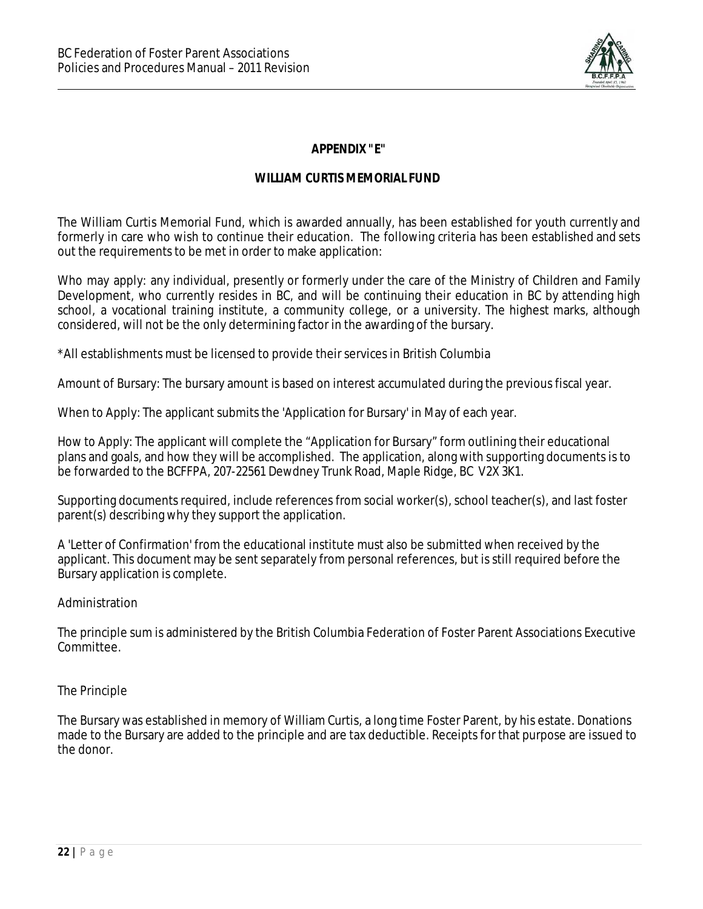**APPENDIX "E"**

**WILLIAM CURTIS MEMORIAL FUND**

The William Curtis Memorial Fund, which is awarded annually, has been established for youth currently and formerly in care who wish to continue their education. The following criteria has been established and sets out the requirements to be met in order to make application:

Who may apply: any individual, presently or formerly under the care of the Ministry of Children and Family Development, who currently resides in BC, and will be continuing their education in BC by attending high school, a vocational training institute, a community college, or a university. The highest marks, although considered, will not be the only determining factor in the awarding of the bursary.

*All establishments must be licensed to provide their services in British Columbia

Amount of Bursary: The bursary amount is based on interest accumulated during the previous fiscal year.

When to Apply: The applicant submits the 'Application for Bursary' in May of each year.

How to Apply: The applicant will complete the "Application for Bursary" form outlining their educational plans and goals, and how they will be accomplished. The application, along with supporting documents is to be forwarded to the BCFFPA, 207-22561 Dewdney Trunk Road, Maple Ridge, BC V2X 3K1.

Supporting documents required, include references from social worker(s), school teacher(s), and last foster parent(s) describing why they support the application.

A 'Letter of Confirmation' from the educational institute must also be submitted when received by the applicant. This document may be sent separately from personal references, but is still required before the Bursary application is complete.

Administration

The principle sum is administered by the British Columbia Federation of Foster Parent Associations Executive Committee.

The Principle

The Bursary was established in memory of William Curtis, a long time Foster Parent, by his estate. Donations made to the Bursary are added to the principle and are tax deductible. Receipts for that purpose are issued to the donor.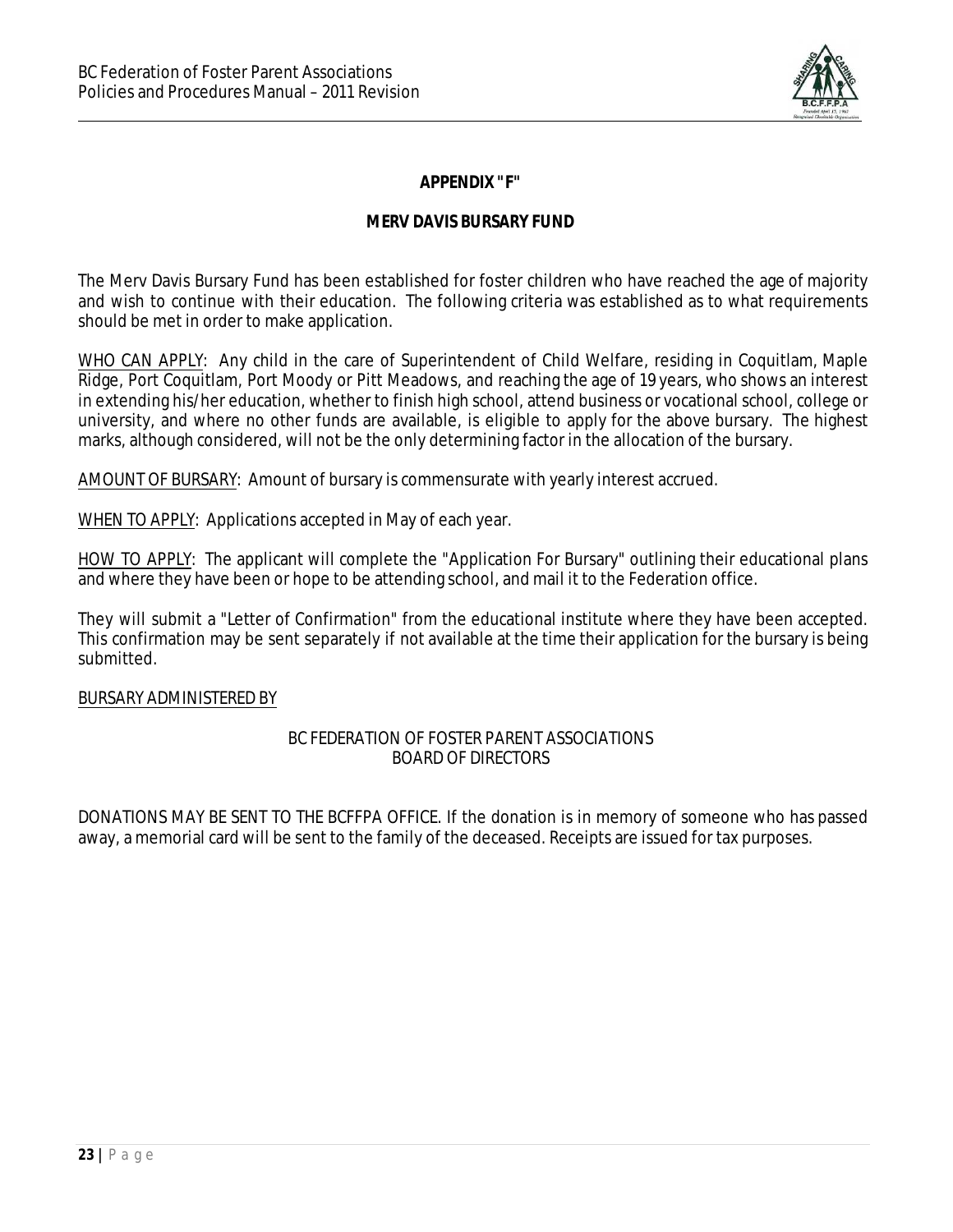## APPENDIX "F"

## MERV DAVIS BURSARY FUND

The Merv Davis Bursary Fund has been established for foster children who have reached the age of majority and wish to continue with their education. The following criteria was established as to what requirements should be met in order to make application.

<u>WHO CAN APPLY</u>: Any child in the care of Superintendent of Child Welfare, residing in Coquitlam, Maple Ridge, Port Coquitlam, Port Moody or Pitt Meadows, and reaching the age of 19 years, who shows an interest in extending his/her education, whether to finish high school, attend business or vocational school, college or university, and where no other funds are available, is eligible to apply for the above bursary. The highest marks, although considered, will not be the only determining factor in the allocation of the bursary.

<u>AMOUNT OF BURSARY</u>: Amount of bursary is commensurate with yearly interest accrued.

<u>WHEN TO APPLY</u>: Applications accepted in May of each year.

<u>HOW TO APPLY</u>: The applicant will complete the "Application For Bursary" outlining their educational plans and where they have been or hope to be attending school, and mail it to the Federation office.

They will submit a "Letter of Confirmation" from the educational institute where they have been accepted. This confirmation may be sent separately if not available at the time their application for the bursary is being submitted.

<u>BURSARY ADMINISTERED BY</u>

BC FEDERATION OF FOSTER PARENT ASSOCIATIONS
BOARD OF DIRECTORS

DONATIONS MAY BE SENT TO THE BCFFPA OFFICE. If the donation is in memory of someone who has passed away, a memorial card will be sent to the family of the deceased. Receipts are issued for tax purposes.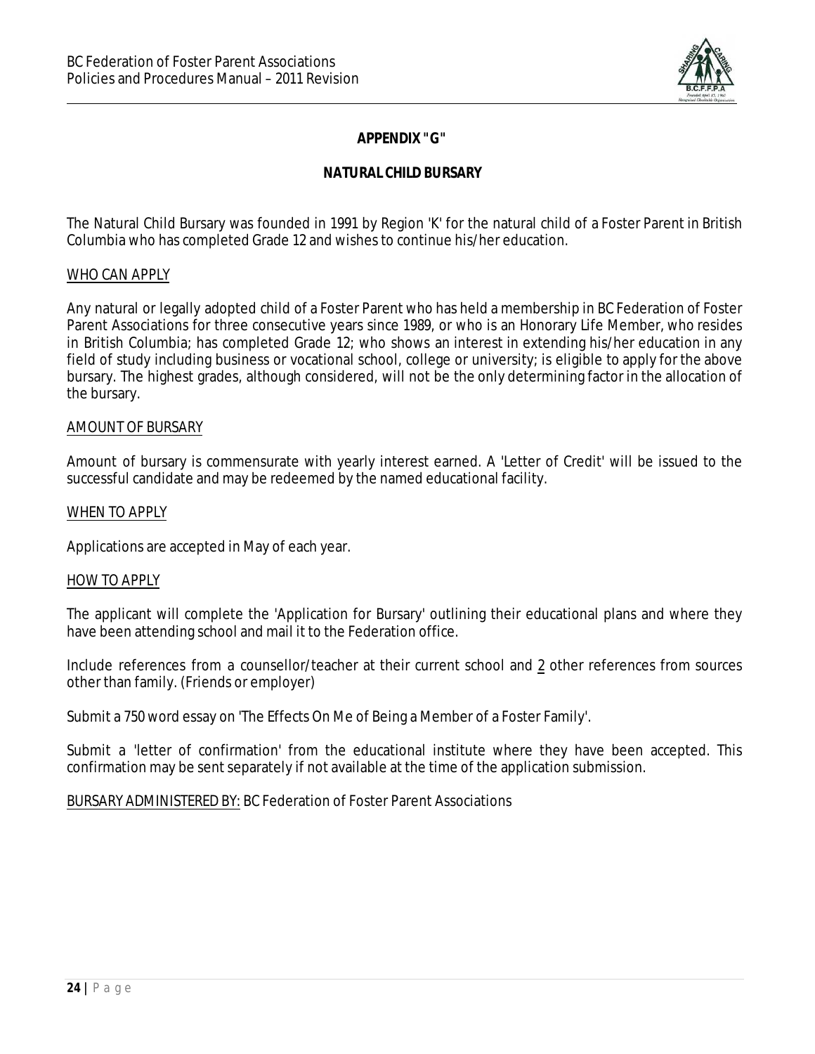## APPENDIX "G"

## NATURAL CHILD BURSARY

The Natural Child Bursary was founded in 1991 by Region 'K' for the natural child of a Foster Parent in British Columbia who has completed Grade 12 and wishes to continue his/her education.

### WHO CAN APPLY

Any natural or legally adopted child of a Foster Parent who has held a membership in BC Federation of Foster Parent Associations for three consecutive years since 1989, or who is an Honorary Life Member, who resides in British Columbia; has completed Grade 12; who shows an interest in extending his/her education in any field of study including business or vocational school, college or university; is eligible to apply for the above bursary. The highest grades, although considered, will not be the only determining factor in the allocation of the bursary.

### AMOUNT OF BURSARY

Amount of bursary is commensurate with yearly interest earned. A 'Letter of Credit' will be issued to the successful candidate and may be redeemed by the named educational facility.

### WHEN TO APPLY

Applications are accepted in May of each year.

### HOW TO APPLY

The applicant will complete the 'Application for Bursary' outlining their educational plans and where they have been attending school and mail it to the Federation office.

Include references from a counsellor/teacher at their current school and 2 other references from sources other than family. (Friends or employer)

Submit a 750 word essay on 'The Effects On Me of Being a Member of a Foster Family'.

Submit a 'letter of confirmation' from the educational institute where they have been accepted. This confirmation may be sent separately if not available at the time of the application submission.

BURSARY ADMINISTERED BY: BC Federation of Foster Parent Associations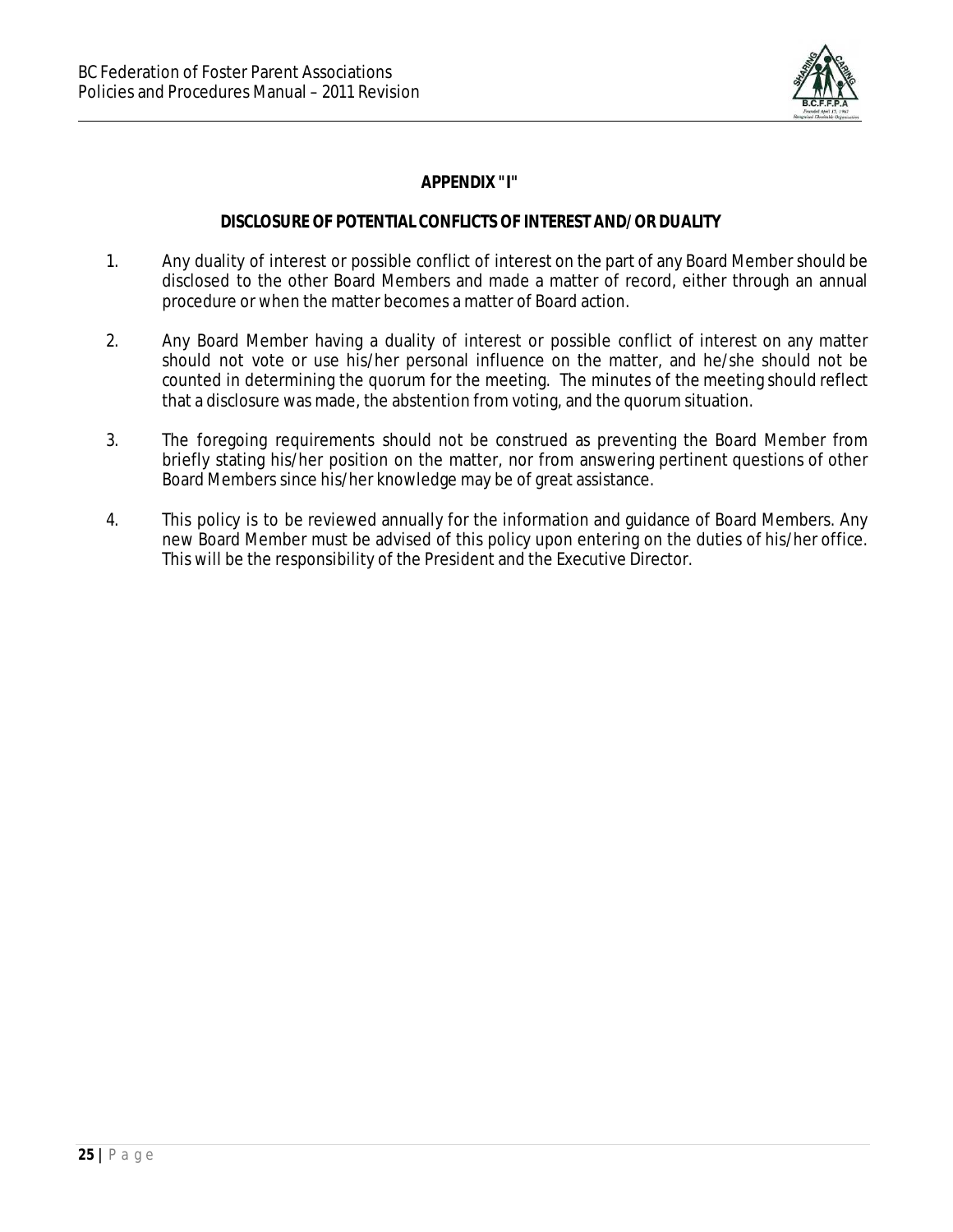## APPENDIX "I"

### DISCLOSURE OF POTENTIAL CONFLICTS OF INTEREST AND/OR DUALITY

1. Any duality of interest or possible conflict of interest on the part of any Board Member should be disclosed to the other Board Members and made a matter of record, either through an annual procedure or when the matter becomes a matter of Board action.

2. Any Board Member having a duality of interest or possible conflict of interest on any matter should not vote or use his/her personal influence on the matter, and he/she should not be counted in determining the quorum for the meeting. The minutes of the meeting should reflect that a disclosure was made, the abstention from voting, and the quorum situation.

3. The foregoing requirements should not be construed as preventing the Board Member from briefly stating his/her position on the matter, nor from answering pertinent questions of other Board Members since his/her knowledge may be of great assistance.

4. This policy is to be reviewed annually for the information and guidance of Board Members. Any new Board Member must be advised of this policy upon entering on the duties of his/her office. This will be the responsibility of the President and the Executive Director.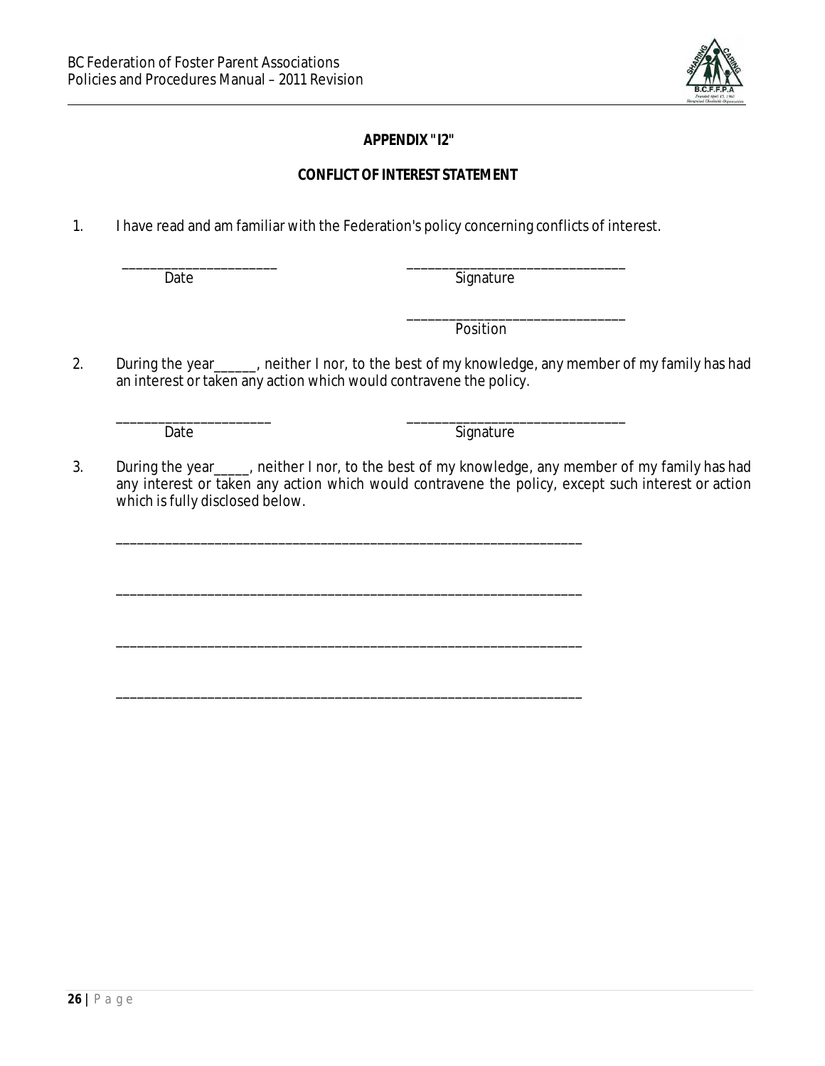**APPENDIX "I2"**

**CONFLICT OF INTEREST STATEMENT**

1. I have read and am familiar with the Federation's policy concerning conflicts of interest.

\_\_\_\_\_\_\_\_\_\_\_\_\_\_\_\_\_\_\_\_\_\_ \_\_\_\_\_\_\_\_\_\_\_\_\_\_\_\_\_\_\_\_\_\_\_\_\_\_\_\_\_\_\_\_
Date Signature

\_\_\_\_\_\_\_\_\_\_\_\_\_\_\_\_\_\_\_\_\_\_\_\_\_\_\_\_\_\_\_\_
Position

2. During the year\_\_\_\_\_\_, neither I nor, to the best of my knowledge, any member of my family has had an interest or taken any action which would contravene the policy.

\_\_\_\_\_\_\_\_\_\_\_\_\_\_\_\_\_\_\_\_\_\_ \_\_\_\_\_\_\_\_\_\_\_\_\_\_\_\_\_\_\_\_\_\_\_\_\_\_\_\_\_\_\_\_
Date Signature

3. During the year\_\_\_\_\_, neither I nor, to the best of my knowledge, any member of my family has had any interest or taken any action which would contravene the policy, except such interest or action which is fully disclosed below.

\_\_\_\_\_\_\_\_\_\_\_\_\_\_\_\_\_\_\_\_\_\_\_\_\_\_\_\_\_\_\_\_\_\_\_\_\_\_\_\_\_\_\_\_\_\_\_\_\_\_\_\_\_\_\_\_\_\_\_\_\_\_\_\_\_\_\_\_

\_\_\_\_\_\_\_\_\_\_\_\_\_\_\_\_\_\_\_\_\_\_\_\_\_\_\_\_\_\_\_\_\_\_\_\_\_\_\_\_\_\_\_\_\_\_\_\_\_\_\_\_\_\_\_\_\_\_\_\_\_\_\_\_\_\_\_\_

\_\_\_\_\_\_\_\_\_\_\_\_\_\_\_\_\_\_\_\_\_\_\_\_\_\_\_\_\_\_\_\_\_\_\_\_\_\_\_\_\_\_\_\_\_\_\_\_\_\_\_\_\_\_\_\_\_\_\_\_\_\_\_\_\_\_\_\_

\_\_\_\_\_\_\_\_\_\_\_\_\_\_\_\_\_\_\_\_\_\_\_\_\_\_\_\_\_\_\_\_\_\_\_\_\_\_\_\_\_\_\_\_\_\_\_\_\_\_\_\_\_\_\_\_\_\_\_\_\_\_\_\_\_\_\_\_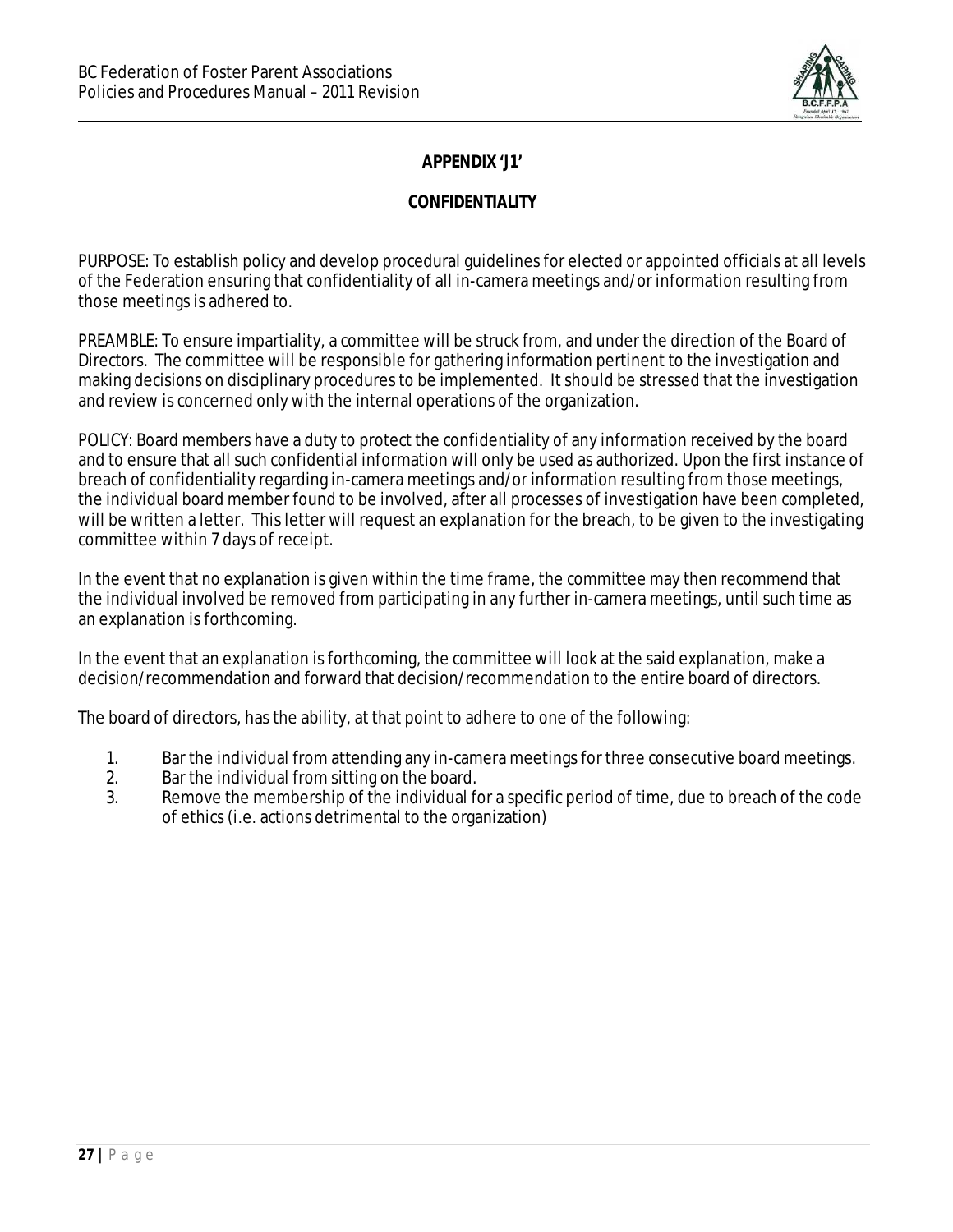## APPENDIX 'J1'

## CONFIDENTIALITY

PURPOSE: To establish policy and develop procedural guidelines for elected or appointed officials at all levels of the Federation ensuring that confidentiality of all in-camera meetings and/or information resulting from those meetings is adhered to.

PREAMBLE: To ensure impartiality, a committee will be struck from, and under the direction of the Board of Directors. The committee will be responsible for gathering information pertinent to the investigation and making decisions on disciplinary procedures to be implemented. It should be stressed that the investigation and review is concerned only with the internal operations of the organization.

POLICY: Board members have a duty to protect the confidentiality of any information received by the board and to ensure that all such confidential information will only be used as authorized. Upon the first instance of breach of confidentiality regarding in-camera meetings and/or information resulting from those meetings, the individual board member found to be involved, after all processes of investigation have been completed, will be written a letter. This letter will request an explanation for the breach, to be given to the investigating committee within 7 days of receipt.

In the event that no explanation is given within the time frame, the committee may then recommend that the individual involved be removed from participating in any further in-camera meetings, until such time as an explanation is forthcoming.

In the event that an explanation is forthcoming, the committee will look at the said explanation, make a decision/recommendation and forward that decision/recommendation to the entire board of directors.

The board of directors, has the ability, at that point to adhere to one of the following:

1. Bar the individual from attending any in-camera meetings for three consecutive board meetings.
2. Bar the individual from sitting on the board.
3. Remove the membership of the individual for a specific period of time, due to breach of the code of ethics (i.e. actions detrimental to the organization)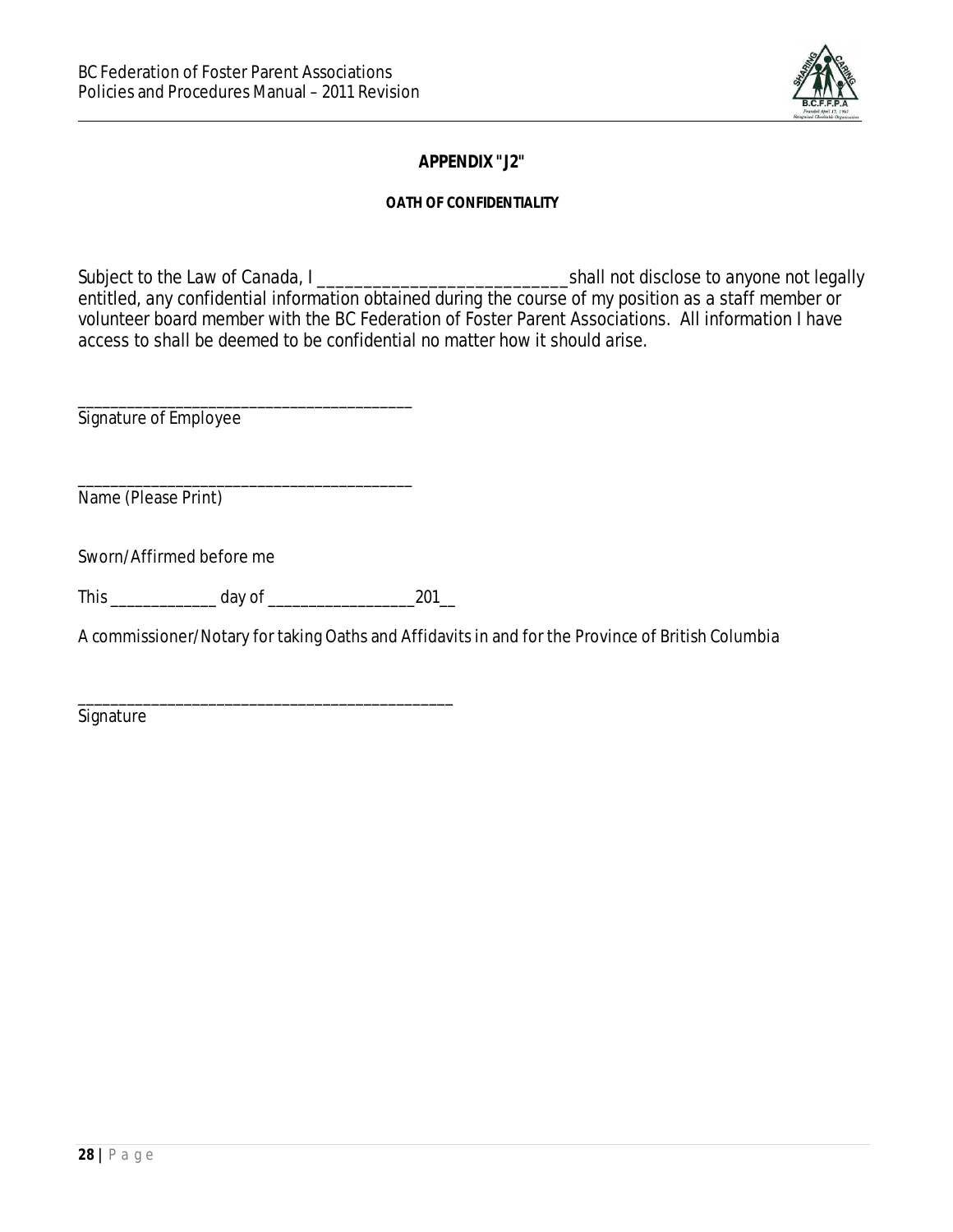## APPENDIX "J2"

### OATH OF CONFIDENTIALITY

Subject to the Law of Canada, I ____________________________ shall not disclose to anyone not legally entitled, any confidential information obtained during the course of my position as a staff member or volunteer board member with the BC Federation of Foster Parent Associations. All information I have access to shall be deemed to be confidential no matter how it should arise.

__________________________________________
Signature of Employee

__________________________________________
Name (Please Print)

Sworn/Affirmed before me

This _____________ day of __________________201__

A commissioner/Notary for taking Oaths and Affidavits in and for the Province of British Columbia

_______________________________________________
Signature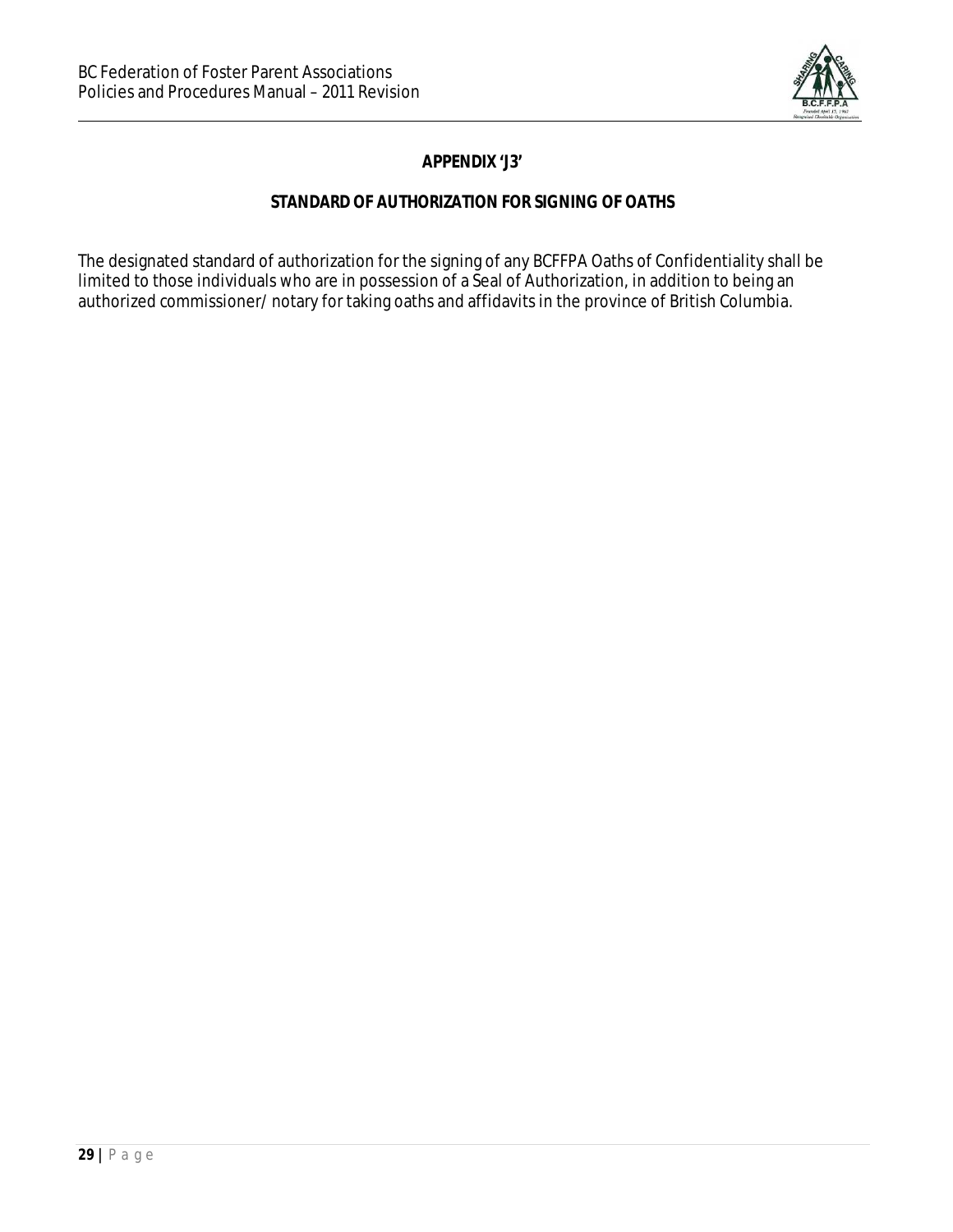## APPENDIX 'J3'

### STANDARD OF AUTHORIZATION FOR SIGNING OF OATHS

The designated standard of authorization for the signing of any BCFFPA Oaths of Confidentiality shall be limited to those individuals who are in possession of a Seal of Authorization, in addition to being an authorized commissioner/ notary for taking oaths and affidavits in the province of British Columbia.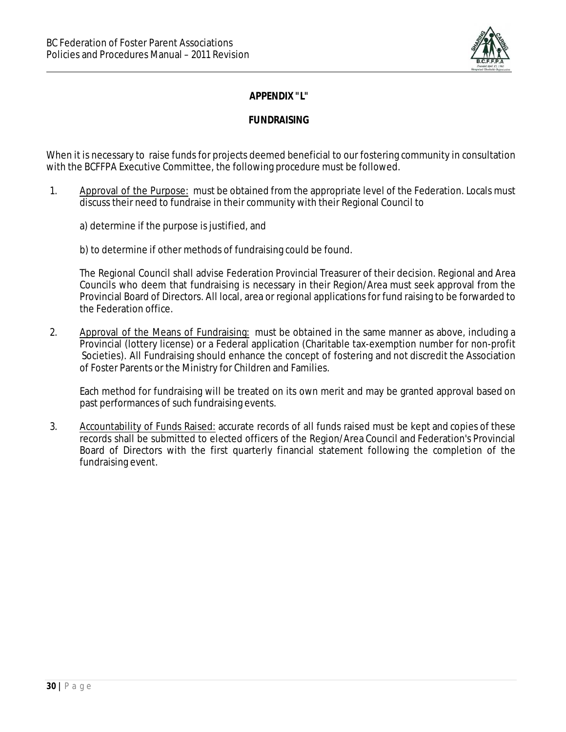# APPENDIX "L"

## FUNDRAISING

When it is necessary to raise funds for projects deemed beneficial to our fostering community in consultation with the BCFFPA Executive Committee, the following procedure must be followed.

1. Approval of the Purpose: must be obtained from the appropriate level of the Federation. Locals must discuss their need to fundraise in their community with their Regional Council to

   a) determine if the purpose is justified, and

   b) to determine if other methods of fundraising could be found.

   The Regional Council shall advise Federation Provincial Treasurer of their decision. Regional and Area Councils who deem that fundraising is necessary in their Region/Area must seek approval from the Provincial Board of Directors. All local, area or regional applications for fund raising to be forwarded to the Federation office.

2. Approval of the Means of Fundraising: must be obtained in the same manner as above, including a Provincial (lottery license) or a Federal application (Charitable tax-exemption number for non-profit Societies). All Fundraising should enhance the concept of fostering and not discredit the Association of Foster Parents or the Ministry for Children and Families.

   Each method for fundraising will be treated on its own merit and may be granted approval based on past performances of such fundraising events.

3. Accountability of Funds Raised: accurate records of all funds raised must be kept and copies of these records shall be submitted to elected officers of the Region/Area Council and Federation's Provincial Board of Directors with the first quarterly financial statement following the completion of the fundraising event.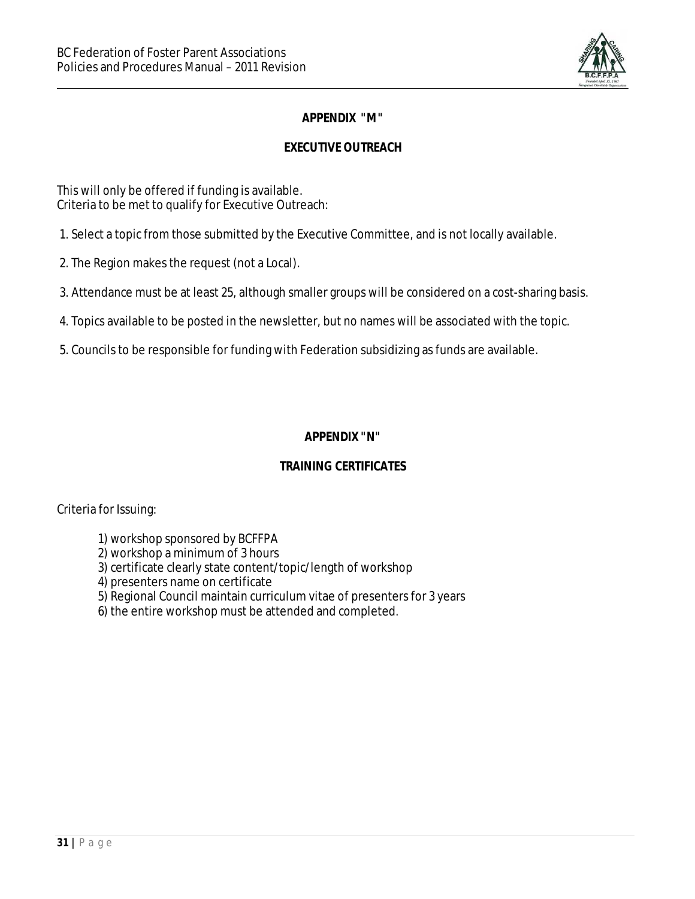## APPENDIX "M"

## EXECUTIVE OUTREACH

This will only be offered if funding is available.
Criteria to be met to qualify for Executive Outreach:

1. Select a topic from those submitted by the Executive Committee, and is not locally available.
2. The Region makes the request (not a Local).
3. Attendance must be at least 25, although smaller groups will be considered on a cost-sharing basis.
4. Topics available to be posted in the newsletter, but no names will be associated with the topic.
5. Councils to be responsible for funding with Federation subsidizing as funds are available.

## APPENDIX "N"

## TRAINING CERTIFICATES

Criteria for Issuing:

1) workshop sponsored by BCFFPA
2) workshop a minimum of 3 hours
3) certificate clearly state content/topic/length of workshop
4) presenters name on certificate
5) Regional Council maintain curriculum vitae of presenters for 3 years
6) the entire workshop must be attended and completed.